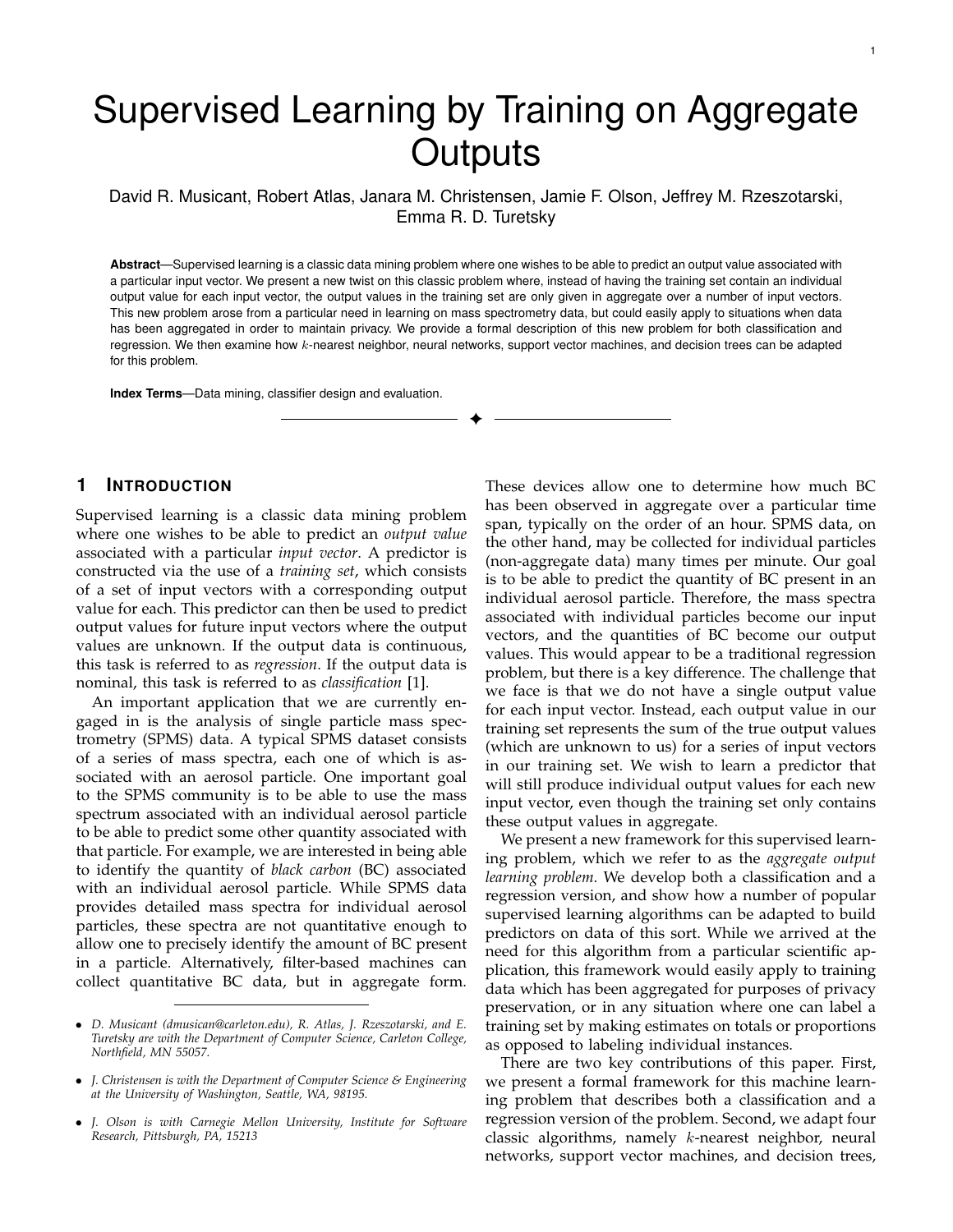# Supervised Learning by Training on Aggregate Outputs

David R. Musicant, Robert Atlas, Janara M. Christensen, Jamie F. Olson, Jeffrey M. Rzeszotarski, Emma R. D. Turetsky

**Abstract**—Supervised learning is a classic data mining problem where one wishes to be able to predict an output value associated with a particular input vector. We present a new twist on this classic problem where, instead of having the training set contain an individual output value for each input vector, the output values in the training set are only given in aggregate over a number of input vectors. This new problem arose from a particular need in learning on mass spectrometry data, but could easily apply to situations when data has been aggregated in order to maintain privacy. We provide a formal description of this new problem for both classification and regression. We then examine how $k$-nearest neighbor, neural networks, support vector machines, and decision trees can be adapted for this problem.

**Index Terms**—Data mining, classifier design and evaluation.

## 1 Introduction

Supervised learning is a classic data mining problem where one wishes to be able to predict an *output value* associated with a particular *input vector*. A predictor is constructed via the use of a *training set*, which consists of a set of input vectors with a corresponding output value for each. This predictor can then be used to predict output values for future input vectors where the output values are unknown. If the output data is continuous, this task is referred to as *regression*. If the output data is nominal, this task is referred to as *classification* [1].

An important application that we are currently engaged in is the analysis of single particle mass spectrometry (SPMS) data. A typical SPMS dataset consists of a series of mass spectra, each one of which is associated with an aerosol particle. One important goal to the SPMS community is to be able to use the mass spectrum associated with an individual aerosol particle to be able to predict some other quantity associated with that particle. For example, we are interested in being able to identify the quantity of *black carbon* (BC) associated with an individual aerosol particle. While SPMS data provides detailed mass spectra for individual aerosol particles, these spectra are not quantitative enough to allow one to precisely identify the amount of BC present in a particle. Alternatively, filter-based machines can collect quantitative BC data, but in aggregate form. These devices allow one to determine how much BC has been observed in aggregate over a particular time span, typically on the order of an hour. SPMS data, on the other hand, may be collected for individual particles (non-aggregate data) many times per minute. Our goal is to be able to predict the quantity of BC present in an individual aerosol particle. Therefore, the mass spectra associated with individual particles become our input vectors, and the quantities of BC become our output values. This would appear to be a traditional regression problem, but there is a key difference. The challenge that we face is that we do not have a single output value for each input vector. Instead, each output value in our training set represents the sum of the true output values (which are unknown to us) for a series of input vectors in our training set. We wish to learn a predictor that will still produce individual output values for each new input vector, even though the training set only contains these output values in aggregate.

We present a new framework for this supervised learning problem, which we refer to as the *aggregate output learning problem*. We develop both a classification and a regression version, and show how a number of popular supervised learning algorithms can be adapted to build predictors on data of this sort. While we arrived at the need for this algorithm from a particular scientific application, this framework would easily apply to training data which has been aggregated for purposes of privacy preservation, or in any situation where one can label a training set by making estimates on totals or proportions as opposed to labeling individual instances.

There are two key contributions of this paper. First, we present a formal framework for this machine learning problem that describes both a classification and a regression version of the problem. Second, we adapt four classic algorithms, namely $k$-nearest neighbor, neural networks, support vector machines, and decision trees,

- *D. Musicant (dmusican@carleton.edu), R. Atlas, J. Rzeszotarski, and E. Turetsky are with the Department of Computer Science, Carleton College, Northfield, MN 55057.*
- *J. Christensen is with the Department of Computer Science & Engineering at the University of Washington, Seattle, WA, 98195.*
- *J. Olson is with Carnegie Mellon University, Institute for Software Research, Pittsburgh, PA, 15213*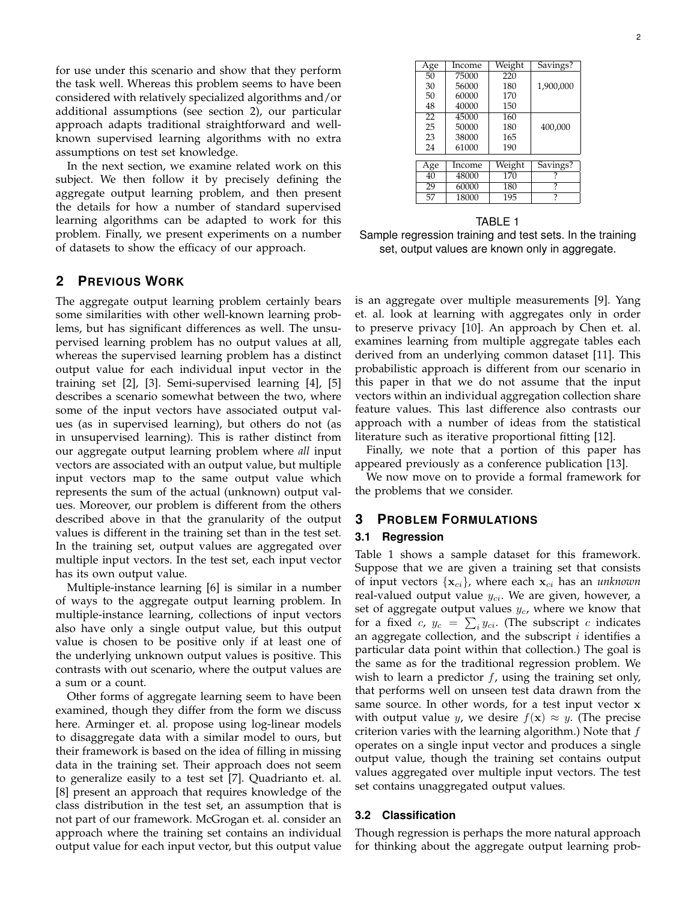for use under this scenario and show that they perform the task well. Whereas this problem seems to have been considered with relatively specialized algorithms and/or additional assumptions (see section 2), our particular approach adapts traditional straightforward and well-known supervised learning algorithms with no extra assumptions on test set knowledge.

In the next section, we examine related work on this subject. We then follow it by precisely defining the aggregate output learning problem, and then present the details for how a number of standard supervised learning algorithms can be adapted to work for this problem. Finally, we present experiments on a number of datasets to show the efficacy of our approach.

| Age | Income | Weight | Savings? |
|---|---|---|---|
| 50 | 75000 | 220 | |
| 30 | 56000 | 180 | 1,900,000 |
| 50 | 60000 | 170 | |
| 48 | 40000 | 150 | |
| 22 | 45000 | 160 | |
| 25 | 50000 | 180 | 400,000 |
| 23 | 38000 | 165 | |
| 24 | 61000 | 190 | |

| Age | Income | Weight | Savings? |
|---|---|---|---|
| 40 | 48000 | 170 | ? |
| 29 | 60000 | 180 | ? |
| 57 | 18000 | 195 | ? |

TABLE 1
Sample regression training and test sets. In the training set, output values are known only in aggregate.

## 2 Previous Work

The aggregate output learning problem certainly bears some similarities with other well-known learning problems, but has significant differences as well. The unsupervised learning problem has no output values at all, whereas the supervised learning problem has a distinct output value for each individual input vector in the training set [2], [3]. Semi-supervised learning [4], [5] describes a scenario somewhat between the two, where some of the input vectors have associated output values (as in supervised learning), but others do not (as in unsupervised learning). This is rather distinct from our aggregate output learning problem where *all* input vectors are associated with an output value, but multiple input vectors map to the same output value which represents the sum of the actual (unknown) output values. Moreover, our problem is different from the others described above in that the granularity of the output values is different in the training set than in the test set. In the training set, output values are aggregated over multiple input vectors. In the test set, each input vector has its own output value.

Multiple-instance learning [6] is similar in a number of ways to the aggregate output learning problem. In multiple-instance learning, collections of input vectors also have only a single output value, but this output value is chosen to be positive only if at least one of the underlying unknown output values is positive. This contrasts with out scenario, where the output values are a sum or a count.

Other forms of aggregate learning seem to have been examined, though they differ from the form we discuss here. Arminger et. al. propose using log-linear models to disaggregate data with a similar model to ours, but their framework is based on the idea of filling in missing data in the training set. Their approach does not seem to generalize easily to a test set [7]. Quadrianto et. al. [8] present an approach that requires knowledge of the class distribution in the test set, an assumption that is not part of our framework. McGrogan et. al. consider an approach where the training set contains an individual output value for each input vector, but this output value is an aggregate over multiple measurements [9]. Yang et. al. look at learning with aggregates only in order to preserve privacy [10]. An approach by Chen et. al. examines learning from multiple aggregate tables each derived from an underlying common dataset [11]. This probabilistic approach is different from our scenario in this paper in that we do not assume that the input vectors within an individual aggregation collection share feature values. This last difference also contrasts our approach with a number of ideas from the statistical literature such as iterative proportional fitting [12].

Finally, we note that a portion of this paper has appeared previously as a conference publication [13].

We now move on to provide a formal framework for the problems that we consider.

## 3 Problem Formulations

### 3.1 Regression

Table 1 shows a sample dataset for this framework. Suppose that we are given a training set that consists of input vectors $\{\mathbf{x}_{ci}\}$, where each $\mathbf{x}_{ci}$ has an *unknown* real-valued output value $y_{ci}$. We are given, however, a set of aggregate output values $y_c$, where we know that for a fixed $c$, $y_c = \sum_i y_{ci}$. (The subscript $c$ indicates an aggregate collection, and the subscript $i$ identifies a particular data point within that collection.) The goal is the same as for the traditional regression problem. We wish to learn a predictor $f$, using the training set only, that performs well on unseen test data drawn from the same source. In other words, for a test input vector $\mathbf{x}$ with output value $y$, we desire $f(\mathbf{x}) \approx y$. (The precise criterion varies with the learning algorithm.) Note that $f$ operates on a single input vector and produces a single output value, though the training set contains output values aggregated over multiple input vectors. The test set contains unaggregated output values.

### 3.2 Classification

Though regression is perhaps the more natural approach for thinking about the aggregate output learning prob-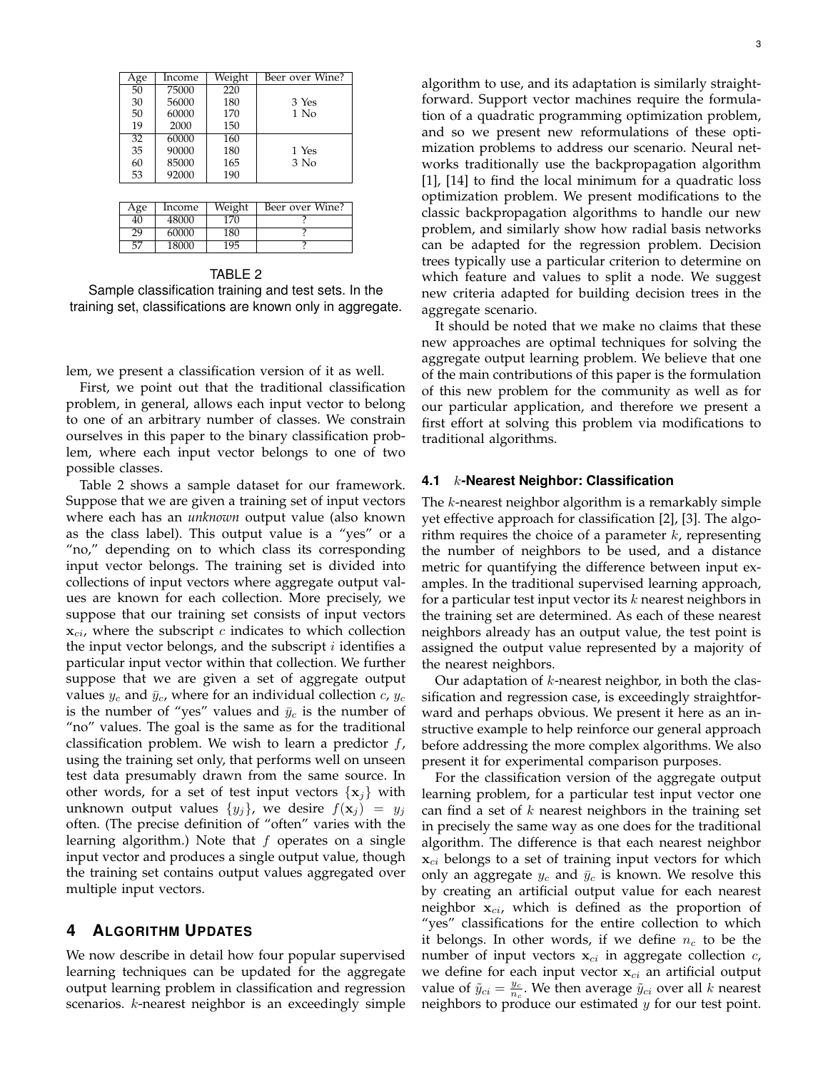| Age | Income | Weight | Beer over Wine? |
|---|---|---|---|
| 50 | 75000 | 220 | |
| 30 | 56000 | 180 | 3 Yes |
| 50 | 60000 | 170 | 1 No |
| 19 | 2000 | 150 | |
| 32 | 60000 | 160 | |
| 35 | 90000 | 180 | 1 Yes |
| 60 | 85000 | 165 | 3 No |
| 53 | 92000 | 190 | |

| Age | Income | Weight | Beer over Wine? |
|---|---|---|---|
| 40 | 48000 | 170 | ? |
| 29 | 60000 | 180 | ? |
| 57 | 18000 | 195 | ? |

TABLE 2
Sample classification training and test sets. In the training set, classifications are known only in aggregate.

lem, we present a classification version of it as well.

First, we point out that the traditional classification problem, in general, allows each input vector to belong to one of an arbitrary number of classes. We constrain ourselves in this paper to the binary classification problem, where each input vector belongs to one of two possible classes.

Table 2 shows a sample dataset for our framework. Suppose that we are given a training set of input vectors where each has an *unknown* output value (also known as the class label). This output value is a "yes" or a "no," depending on to which class its corresponding input vector belongs. The training set is divided into collections of input vectors where aggregate output values are known for each collection. More precisely, we suppose that our training set consists of input vectors $\mathbf{x}_{ci}$, where the subscript $c$ indicates to which collection the input vector belongs, and the subscript $i$ identifies a particular input vector within that collection. We further suppose that we are given a set of aggregate output values $y_c$ and $\bar{y}_c$, where for an individual collection $c$, $y_c$ is the number of "yes" values and $\bar{y}_c$ is the number of "no" values. The goal is the same as for the traditional classification problem. We wish to learn a predictor $f$, using the training set only, that performs well on unseen test data presumably drawn from the same source. In other words, for a set of test input vectors $\{\mathbf{x}_j\}$ with unknown output values $\{y_j\}$, we desire $f(\mathbf{x}_j) = y_j$ often. (The precise definition of "often" varies with the learning algorithm.) Note that $f$ operates on a single input vector and produces a single output value, though the training set contains output values aggregated over multiple input vectors.

## 4 Algorithm Updates

We now describe in detail how four popular supervised learning techniques can be updated for the aggregate output learning problem in classification and regression scenarios. $k$-nearest neighbor is an exceedingly simple algorithm to use, and its adaptation is similarly straightforward. Support vector machines require the formulation of a quadratic programming optimization problem, and so we present new reformulations of these optimization problems to address our scenario. Neural networks traditionally use the backpropagation algorithm [1], [14] to find the local minimum for a quadratic loss optimization problem. We present modifications to the classic backpropagation algorithms to handle our new problem, and similarly show how radial basis networks can be adapted for the regression problem. Decision trees typically use a particular criterion to determine on which feature and values to split a node. We suggest new criteria adapted for building decision trees in the aggregate scenario.

It should be noted that we make no claims that these new approaches are optimal techniques for solving the aggregate output learning problem. We believe that one of the main contributions of this paper is the formulation of this new problem for the community as well as for our particular application, and therefore we present a first effort at solving this problem via modifications to traditional algorithms.

### 4.1 $k$-Nearest Neighbor: Classification

The $k$-nearest neighbor algorithm is a remarkably simple yet effective approach for classification [2], [3]. The algorithm requires the choice of a parameter $k$, representing the number of neighbors to be used, and a distance metric for quantifying the difference between input examples. In the traditional supervised learning approach, for a particular test input vector its $k$ nearest neighbors in the training set are determined. As each of these nearest neighbors already has an output value, the test point is assigned the output value represented by a majority of the nearest neighbors.

Our adaptation of $k$-nearest neighbor, in both the classification and regression case, is exceedingly straightforward and perhaps obvious. We present it here as an instructive example to help reinforce our general approach before addressing the more complex algorithms. We also present it for experimental comparison purposes.

For the classification version of the aggregate output learning problem, for a particular test input vector one can find a set of $k$ nearest neighbors in the training set in precisely the same way as one does for the traditional algorithm. The difference is that each nearest neighbor $\mathbf{x}_{ci}$ belongs to a set of training input vectors for which only an aggregate $y_c$ and $\bar{y}_c$ is known. We resolve this by creating an artificial output value for each nearest neighbor $\mathbf{x}_{ci}$, which is defined as the proportion of "yes" classifications for the entire collection to which it belongs. In other words, if we define $n_c$ to be the number of input vectors $\mathbf{x}_{ci}$ in aggregate collection $c$, we define for each input vector $\mathbf{x}_{ci}$ an artificial output value of $\tilde{y}_{ci} = \frac{y_c}{n_c}$. We then average $\tilde{y}_{ci}$ over all $k$ nearest neighbors to produce our estimated $y$ for our test point.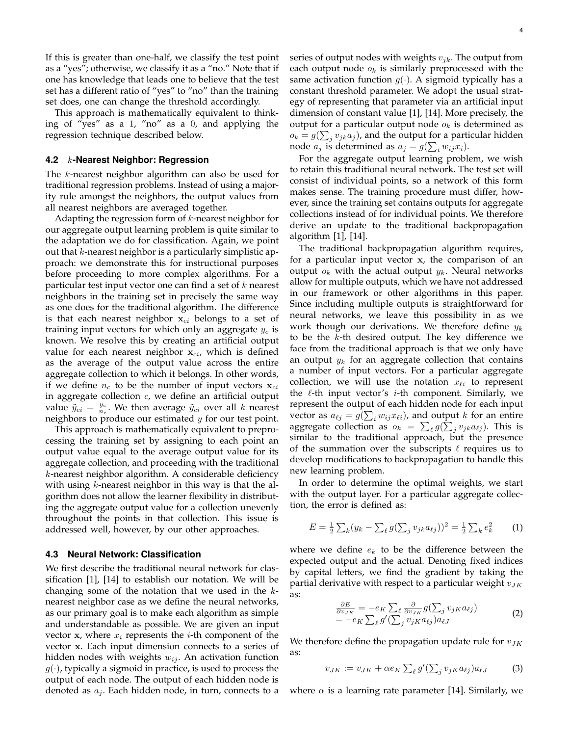If this is greater than one-half, we classify the test point as a "yes"; otherwise, we classify it as a "no." Note that if one has knowledge that leads one to believe that the test set has a different ratio of "yes" to "no" than the training set does, one can change the threshold accordingly.

This approach is mathematically equivalent to thinking of "yes" as a 1, "no" as a 0, and applying the regression technique described below.

### 4.2 $k$-Nearest Neighbor: Regression

The $k$-nearest neighbor algorithm can also be used for traditional regression problems. Instead of using a majority rule amongst the neighbors, the output values from all nearest neighbors are averaged together.

Adapting the regression form of $k$-nearest neighbor for our aggregate output learning problem is quite similar to the adaptation we do for classification. Again, we point out that $k$-nearest neighbor is a particularly simplistic approach: we demonstrate this for instructional purposes before proceeding to more complex algorithms. For a particular test input vector one can find a set of $k$ nearest neighbors in the training set in precisely the same way as one does for the traditional algorithm. The difference is that each nearest neighbor $\mathbf{x}_{ci}$ belongs to a set of training input vectors for which only an aggregate $y_c$ is known. We resolve this by creating an artificial output value for each nearest neighbor $\mathbf{x}_{ci}$, which is defined as the average of the output value across the entire aggregate collection to which it belongs. In other words, if we define $n_c$ to be the number of input vectors $\mathbf{x}_{ci}$ in aggregate collection $c$, we define an artificial output value $\tilde{y}_{ci} = \frac{y_c}{n_c}$. We then average $\tilde{y}_{ci}$ over all $k$ nearest neighbors to produce our estimated $y$ for our test point.

This approach is mathematically equivalent to preprocessing the training set by assigning to each point an output value equal to the average output value for its aggregate collection, and proceeding with the traditional $k$-nearest neighbor algorithm. A considerable deficiency with using $k$-nearest neighbor in this way is that the algorithm does not allow the learner flexibility in distributing the aggregate output value for a collection unevenly throughout the points in that collection. This issue is addressed well, however, by our other approaches.

### 4.3 Neural Network: Classification

We first describe the traditional neural network for classification [1], [14] to establish our notation. We will be changing some of the notation that we used in the $k$-nearest neighbor case as we define the neural networks, as our primary goal is to make each algorithm as simple and understandable as possible. We are given an input vector $\mathbf{x}$, where $x_i$ represents the $i$-th component of the vector $\mathbf{x}$. Each input dimension connects to a series of hidden nodes with weights $w_{ij}$. An activation function $g(\cdot)$, typically a sigmoid in practice, is used to process the output of each node. The output of each hidden node is denoted as $a_j$. Each hidden node, in turn, connects to a series of output nodes with weights $v_{jk}$. The output from each output node $o_k$ is similarly preprocessed with the same activation function $g(\cdot)$. A sigmoid typically has a constant threshold parameter. We adopt the usual strategy of representing that parameter via an artificial input dimension of constant value [1], [14]. More precisely, the output for a particular output node $o_k$ is determined as $o_k = g(\sum_j v_{jk} a_j)$, and the output for a particular hidden node $a_j$ is determined as $a_j = g(\sum_i w_{ij} x_i)$.

For the aggregate output learning problem, we wish to retain this traditional neural network. The test set will consist of individual points, so a network of this form makes sense. The training procedure must differ, however, since the training set contains outputs for aggregate collections instead of for individual points. We therefore derive an update to the traditional backpropagation algorithm [1], [14].

The traditional backpropagation algorithm requires, for a particular input vector $\mathbf{x}$, the comparison of an output $o_k$ with the actual output $y_k$. Neural networks allow for multiple outputs, which we have not addressed in our framework or other algorithms in this paper. Since including multiple outputs is straightforward for neural networks, we leave this possibility in as we work though our derivations. We therefore define $y_k$ to be the $k$-th desired output. The key difference we face from the traditional approach is that we only have an output $y_k$ for an aggregate collection that contains a number of input vectors. For a particular aggregate collection, we will use the notation $x_{\ell i}$ to represent the $\ell$-th input vector's $i$-th component. Similarly, we represent the output of each hidden node for each input vector as $a_{\ell j} = g(\sum_i w_{ij} x_{\ell i})$, and output $k$ for an entire aggregate collection as $o_k = \sum_\ell g(\sum_j v_{jk} a_{\ell j})$. This is similar to the traditional approach, but the presence of the summation over the subscripts $\ell$ requires us to develop modifications to backpropagation to handle this new learning problem.

In order to determine the optimal weights, we start with the output layer. For a particular aggregate collection, the error is defined as:

$$E = \frac{1}{2} \sum_k (y_k - \sum_\ell g(\sum_j v_{jk} a_{\ell j}))^2 = \frac{1}{2} \sum_k e_k^2 \qquad (1)$$

where we define $e_k$ to be the difference between the expected output and the actual. Denoting fixed indices by capital letters, we find the gradient by taking the partial derivative with respect to a particular weight $v_{JK}$ as:

$$\begin{aligned} \frac{\partial E}{\partial v_{JK}} &= -e_K \sum_\ell \frac{\partial}{\partial v_{JK}} g(\sum_j v_{jK} a_{\ell j}) \\ &= -e_K \sum_\ell g'(\sum_j v_{jK} a_{\ell j}) a_{\ell J} \end{aligned} \qquad (2)$$

We therefore define the propagation update rule for $v_{JK}$ as:

$$v_{JK} := v_{JK} + \alpha e_K \sum_\ell g'(\sum_j v_{jK} a_{\ell j}) a_{\ell J} \qquad (3)$$

where $\alpha$ is a learning rate parameter [14]. Similarly, we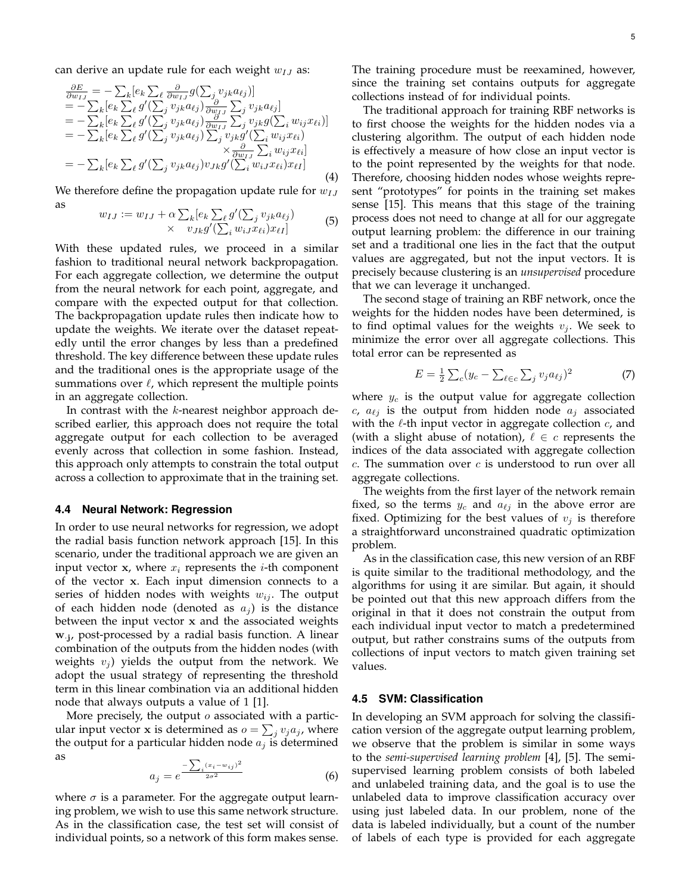can derive an update rule for each weight $w_{IJ}$ as:

$$
\begin{aligned}
\frac{\partial E}{\partial w_{IJ}} &= -\sum_k [e_k \sum_\ell \frac{\partial}{\partial w_{IJ}} g(\sum_j v_{jk} a_{\ell j})] \\
&= -\sum_k [e_k \sum_\ell g'(\sum_j v_{jk} a_{\ell j}) \frac{\partial}{\partial w_{IJ}} \sum_j v_{jk} a_{\ell j}] \\
&= -\sum_k [e_k \sum_\ell g'(\sum_j v_{jk} a_{\ell j}) \frac{\partial}{\partial w_{IJ}} \sum_j v_{jk} g(\sum_i w_{ij} x_{\ell i})] \\
&= -\sum_k [e_k \sum_\ell g'(\sum_j v_{jk} a_{\ell j}) \sum_j v_{jk} g'(\sum_i w_{ij} x_{\ell i}) \\
&\qquad \times \frac{\partial}{\partial w_{IJ}} \sum_i w_{ij} x_{\ell i}] \\
&= -\sum_k [e_k \sum_\ell g'(\sum_j v_{jk} a_{\ell j}) v_{Jk} g'(\sum_i w_{iJ} x_{\ell i}) x_{\ell I}]
\end{aligned}
\tag{4}
$$

We therefore define the propagation update rule for $w_{IJ}$ as

$$
\begin{aligned}
w_{IJ} := w_{IJ} + \alpha \sum_k [e_k \sum_\ell g'(\sum_j v_{jk} a_{\ell j}) \\
\times \quad v_{Jk} g'(\sum_i w_{iJ} x_{\ell i}) x_{\ell I}]
\end{aligned}
\tag{5}
$$

With these updated rules, we proceed in a similar fashion to traditional neural network backpropagation. For each aggregate collection, we determine the output from the neural network for each point, aggregate, and compare with the expected output for that collection. The backpropagation update rules then indicate how to update the weights. We iterate over the dataset repeatedly until the error changes by less than a predefined threshold. The key difference between these update rules and the traditional ones is the appropriate usage of the summations over $\ell$, which represent the multiple points in an aggregate collection.

In contrast with the $k$-nearest neighbor approach described earlier, this approach does not require the total aggregate output for each collection to be averaged evenly across that collection in some fashion. Instead, this approach only attempts to constrain the total output across a collection to approximate that in the training set.

### 4.4 Neural Network: Regression

In order to use neural networks for regression, we adopt the radial basis function network approach [15]. In this scenario, under the traditional approach we are given an input vector $\mathbf{x}$, where $x_i$ represents the $i$-th component of the vector $\mathbf{x}$. Each input dimension connects to a series of hidden nodes with weights $w_{ij}$. The output of each hidden node (denoted as $a_j$) is the distance between the input vector $\mathbf{x}$ and the associated weights $\mathbf{w}_{\cdot\mathbf{j}}$, post-processed by a radial basis function. A linear combination of the outputs from the hidden nodes (with weights $v_j$) yields the output from the network. We adopt the usual strategy of representing the threshold term in this linear combination via an additional hidden node that always outputs a value of 1 [1].

More precisely, the output $o$ associated with a particular input vector $\mathbf{x}$ is determined as $o = \sum_j v_j a_j$, where the output for a particular hidden node $a_j$ is determined as

$$
a_j = e^{\frac{-\sum_i (x_i - w_{ij})^2}{2\sigma^2}}
\tag{6}
$$

where $\sigma$ is a parameter. For the aggregate output learning problem, we wish to use this same network structure. As in the classification case, the test set will consist of individual points, so a network of this form makes sense. The training procedure must be reexamined, however, since the training set contains outputs for aggregate collections instead of for individual points.

The traditional approach for training RBF networks is to first choose the weights for the hidden nodes via a clustering algorithm. The output of each hidden node is effectively a measure of how close an input vector is to the point represented by the weights for that node. Therefore, choosing hidden nodes whose weights represent "prototypes" for points in the training set makes sense [15]. This means that this stage of the training process does not need to change at all for our aggregate output learning problem: the difference in our training set and a traditional one lies in the fact that the output values are aggregated, but not the input vectors. It is precisely because clustering is an *unsupervised* procedure that we can leverage it unchanged.

The second stage of training an RBF network, once the weights for the hidden nodes have been determined, is to find optimal values for the weights $v_j$. We seek to minimize the error over all aggregate collections. This total error can be represented as

$$
E = \frac{1}{2} \sum_c (y_c - \sum_{\ell \in c} \sum_j v_j a_{\ell j})^2
\tag{7}
$$

where $y_c$ is the output value for aggregate collection $c$, $a_{\ell j}$ is the output from hidden node $a_j$ associated with the $\ell$-th input vector in aggregate collection $c$, and (with a slight abuse of notation), $\ell \in c$ represents the indices of the data associated with aggregate collection $c$. The summation over $c$ is understood to run over all aggregate collections.

The weights from the first layer of the network remain fixed, so the terms $y_c$ and $a_{\ell j}$ in the above error are fixed. Optimizing for the best values of $v_j$ is therefore a straightforward unconstrained quadratic optimization problem.

As in the classification case, this new version of an RBF is quite similar to the traditional methodology, and the algorithms for using it are similar. But again, it should be pointed out that this new approach differs from the original in that it does not constrain the output from each individual input vector to match a predetermined output, but rather constrains sums of the outputs from collections of input vectors to match given training set values.

### 4.5 SVM: Classification

In developing an SVM approach for solving the classification version of the aggregate output learning problem, we observe that the problem is similar in some ways to the *semi-supervised learning problem* [4], [5]. The semi-supervised learning problem consists of both labeled and unlabeled training data, and the goal is to use the unlabeled data to improve classification accuracy over using just labeled data. In our problem, none of the data is labeled individually, but a count of the number of labels of each type is provided for each aggregate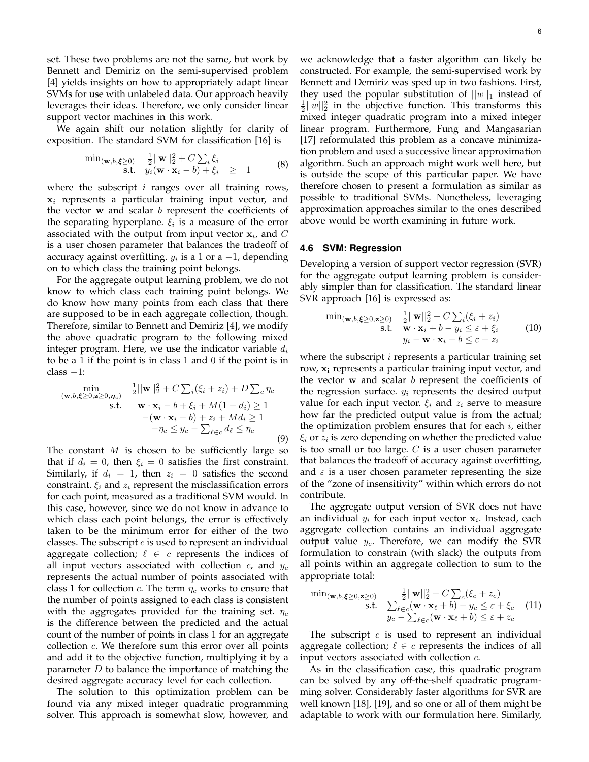set. These two problems are not the same, but work by Bennett and Demiriz on the semi-supervised problem [4] yields insights on how to appropriately adapt linear SVMs for use with unlabeled data. Our approach heavily leverages their ideas. Therefore, we only consider linear support vector machines in this work.

We again shift our notation slightly for clarity of exposition. The standard SVM for classification [16] is

$$\begin{array}{rl} \min_{(\mathbf{w},b,\boldsymbol{\xi}\geq 0)} & \frac{1}{2}||\mathbf{w}||_2^2 + C\sum_i \xi_i \\ \text{s.t.} & y_i(\mathbf{w}\cdot\mathbf{x}_i - b) + \xi_i \quad \geq \quad 1 \end{array} \tag{8}$$

where the subscript $i$ ranges over all training rows, $\mathbf{x}_i$ represents a particular training input vector, and the vector $\mathbf{w}$ and scalar $b$ represent the coefficients of the separating hyperplane. $\xi_i$ is a measure of the error associated with the output from input vector $\mathbf{x}_i$, and $C$ is a user chosen parameter that balances the tradeoff of accuracy against overfitting. $y_i$ is a 1 or a $-1$, depending on to which class the training point belongs.

For the aggregate output learning problem, we do not know to which class each training point belongs. We do know how many points from each class that there are supposed to be in each aggregate collection, though. Therefore, similar to Bennett and Demiriz [4], we modify the above quadratic program to the following mixed integer program. Here, we use the indicator variable $d_i$ to be a 1 if the point is in class 1 and 0 if the point is in class $-1$:

$$\begin{array}{rl} \min\limits_{(\mathbf{w},b,\boldsymbol{\xi}\geq 0,\mathbf{z}\geq 0,\boldsymbol{\eta}_c)} & \frac{1}{2}||\mathbf{w}||_2^2 + C\sum_i(\xi_i + z_i) + D\sum_c \eta_c \\ \text{s.t.} & \mathbf{w}\cdot\mathbf{x}_i - b + \xi_i + M(1-d_i) \geq 1 \\ & -(\mathbf{w}\cdot\mathbf{x}_i - b) + z_i + Md_i \geq 1 \\ & -\eta_c \leq y_c - \sum_{\ell\in c} d_\ell \leq \eta_c \end{array} \tag{9}$$

The constant $M$ is chosen to be sufficiently large so that if $d_i = 0$, then $\xi_i = 0$ satisfies the first constraint. Similarly, if $d_i = 1$, then $z_i = 0$ satisfies the second constraint. $\xi_i$ and $z_i$ represent the misclassification errors for each point, measured as a traditional SVM would. In this case, however, since we do not know in advance to which class each point belongs, the error is effectively taken to be the minimum error for either of the two classes. The subscript $c$ is used to represent an individual aggregate collection; $\ell \in c$ represents the indices of all input vectors associated with collection $c$, and $y_c$ represents the actual number of points associated with class 1 for collection $c$. The term $\eta_c$ works to ensure that the number of points assigned to each class is consistent with the aggregates provided for the training set. $\eta_c$ is the difference between the predicted and the actual count of the number of points in class 1 for an aggregate collection $c$. We therefore sum this error over all points and add it to the objective function, multiplying it by a parameter $D$ to balance the importance of matching the desired aggregate accuracy level for each collection.

The solution to this optimization problem can be found via any mixed integer quadratic programming solver. This approach is somewhat slow, however, and we acknowledge that a faster algorithm can likely be constructed. For example, the semi-supervised work by Bennett and Demiriz was sped up in two fashions. First, they used the popular substitution of $||w||_1$ instead of $\frac{1}{2}||w||_2^2$ in the objective function. This transforms this mixed integer quadratic program into a mixed integer linear program. Furthermore, Fung and Mangasarian [17] reformulated this problem as a concave minimization problem and used a successive linear approximation algorithm. Such an approach might work well here, but is outside the scope of this particular paper. We have therefore chosen to present a formulation as similar as possible to traditional SVMs. Nonetheless, leveraging approximation approaches similar to the ones described above would be worth examining in future work.

### 4.6 SVM: Regression

Developing a version of support vector regression (SVR) for the aggregate output learning problem is considerably simpler than for classification. The standard linear SVR approach [16] is expressed as:

$$\begin{array}{rl} \min_{(\mathbf{w},b,\boldsymbol{\xi}\geq 0,\mathbf{z}\geq 0)} & \frac{1}{2}||\mathbf{w}||_2^2 + C\sum_i(\xi_i + z_i) \\ \text{s.t.} & \mathbf{w}\cdot\mathbf{x}_i + b - y_i \leq \varepsilon + \xi_i \\ & y_i - \mathbf{w}\cdot\mathbf{x}_i - b \leq \varepsilon + z_i \end{array} \tag{10}$$

where the subscript $i$ represents a particular training set row, $\mathbf{x_i}$ represents a particular training input vector, and the vector $\mathbf{w}$ and scalar $b$ represent the coefficients of the regression surface. $y_i$ represents the desired output value for each input vector. $\xi_i$ and $z_i$ serve to measure how far the predicted output value is from the actual; the optimization problem ensures that for each $i$, either $\xi_i$ or $z_i$ is zero depending on whether the predicted value is too small or too large. $C$ is a user chosen parameter that balances the tradeoff of accuracy against overfitting, and $\varepsilon$ is a user chosen parameter representing the size of the "zone of insensitivity" within which errors do not contribute.

The aggregate output version of SVR does not have an individual $y_i$ for each input vector $\mathbf{x}_i$. Instead, each aggregate collection contains an individual aggregate output value $y_c$. Therefore, we can modify the SVR formulation to constrain (with slack) the outputs from all points within an aggregate collection to sum to the appropriate total:

$$\begin{array}{rl} \min_{(\mathbf{w},b,\boldsymbol{\xi}\geq 0,\mathbf{z}\geq 0)} & \frac{1}{2}||\mathbf{w}||_2^2 + C\sum_c(\xi_c + z_c) \\ \text{s.t.} & \sum_{\ell\in c}(\mathbf{w}\cdot\mathbf{x}_\ell + b) - y_c \leq \varepsilon + \xi_c \\ & y_c - \sum_{\ell\in c}(\mathbf{w}\cdot\mathbf{x}_\ell + b) \leq \varepsilon + z_c \end{array} \tag{11}$$

The subscript $c$ is used to represent an individual aggregate collection; $\ell \in c$ represents the indices of all input vectors associated with collection $c$.

As in the classification case, this quadratic program can be solved by any off-the-shelf quadratic programming solver. Considerably faster algorithms for SVR are well known [18], [19], and so one or all of them might be adaptable to work with our formulation here. Similarly,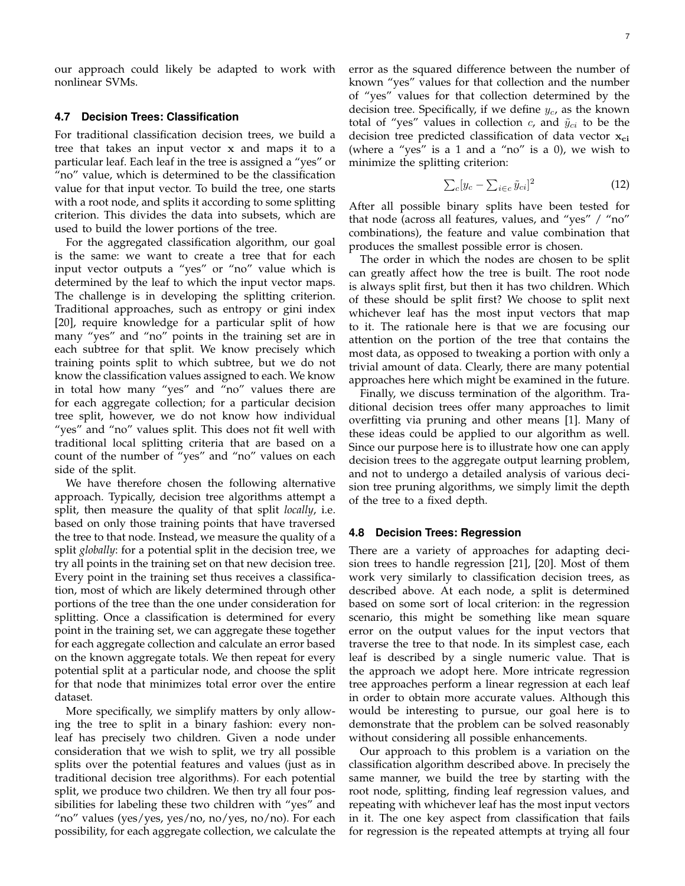our approach could likely be adapted to work with nonlinear SVMs.

### 4.7 Decision Trees: Classification

For traditional classification decision trees, we build a tree that takes an input vector $\mathbf{x}$ and maps it to a particular leaf. Each leaf in the tree is assigned a "yes" or "no" value, which is determined to be the classification value for that input vector. To build the tree, one starts with a root node, and splits it according to some splitting criterion. This divides the data into subsets, which are used to build the lower portions of the tree.

For the aggregated classification algorithm, our goal is the same: we want to create a tree that for each input vector outputs a "yes" or "no" value which is determined by the leaf to which the input vector maps. The challenge is in developing the splitting criterion. Traditional approaches, such as entropy or gini index [20], require knowledge for a particular split of how many "yes" and "no" points in the training set are in each subtree for that split. We know precisely which training points split to which subtree, but we do not know the classification values assigned to each. We know in total how many "yes" and "no" values there are for each aggregate collection; for a particular decision tree split, however, we do not know how individual "yes" and "no" values split. This does not fit well with traditional local splitting criteria that are based on a count of the number of "yes" and "no" values on each side of the split.

We have therefore chosen the following alternative approach. Typically, decision tree algorithms attempt a split, then measure the quality of that split *locally*, i.e. based on only those training points that have traversed the tree to that node. Instead, we measure the quality of a split *globally*: for a potential split in the decision tree, we try all points in the training set on that new decision tree. Every point in the training set thus receives a classification, most of which are likely determined through other portions of the tree than the one under consideration for splitting. Once a classification is determined for every point in the training set, we can aggregate these together for each aggregate collection and calculate an error based on the known aggregate totals. We then repeat for every potential split at a particular node, and choose the split for that node that minimizes total error over the entire dataset.

More specifically, we simplify matters by only allowing the tree to split in a binary fashion: every non-leaf has precisely two children. Given a node under consideration that we wish to split, we try all possible splits over the potential features and values (just as in traditional decision tree algorithms). For each potential split, we produce two children. We then try all four possibilities for labeling these two children with "yes" and "no" values (yes/yes, yes/no, no/yes, no/no). For each possibility, for each aggregate collection, we calculate the error as the squared difference between the number of known "yes" values for that collection and the number of "yes" values for that collection determined by the decision tree. Specifically, if we define $y_c$, as the known total of "yes" values in collection $c$, and $\tilde{y}_{ci}$ to be the decision tree predicted classification of data vector $\mathbf{x_{ci}}$ (where a "yes" is a 1 and a "no" is a 0), we wish to minimize the splitting criterion:

$$\textstyle\sum_c [y_c - \sum_{i \in c} \tilde{y}_{ci}]^2 \tag{12}$$

After all possible binary splits have been tested for that node (across all features, values, and "yes" / "no" combinations), the feature and value combination that produces the smallest possible error is chosen.

The order in which the nodes are chosen to be split can greatly affect how the tree is built. The root node is always split first, but then it has two children. Which of these should be split first? We choose to split next whichever leaf has the most input vectors that map to it. The rationale here is that we are focusing our attention on the portion of the tree that contains the most data, as opposed to tweaking a portion with only a trivial amount of data. Clearly, there are many potential approaches here which might be examined in the future.

Finally, we discuss termination of the algorithm. Traditional decision trees offer many approaches to limit overfitting via pruning and other means [1]. Many of these ideas could be applied to our algorithm as well. Since our purpose here is to illustrate how one can apply decision trees to the aggregate output learning problem, and not to undergo a detailed analysis of various decision tree pruning algorithms, we simply limit the depth of the tree to a fixed depth.

### 4.8 Decision Trees: Regression

There are a variety of approaches for adapting decision trees to handle regression [21], [20]. Most of them work very similarly to classification decision trees, as described above. At each node, a split is determined based on some sort of local criterion: in the regression scenario, this might be something like mean square error on the output values for the input vectors that traverse the tree to that node. In its simplest case, each leaf is described by a single numeric value. That is the approach we adopt here. More intricate regression tree approaches perform a linear regression at each leaf in order to obtain more accurate values. Although this would be interesting to pursue, our goal here is to demonstrate that the problem can be solved reasonably without considering all possible enhancements.

Our approach to this problem is a variation on the classification algorithm described above. In precisely the same manner, we build the tree by starting with the root node, splitting, finding leaf regression values, and repeating with whichever leaf has the most input vectors in it. The one key aspect from classification that fails for regression is the repeated attempts at trying all four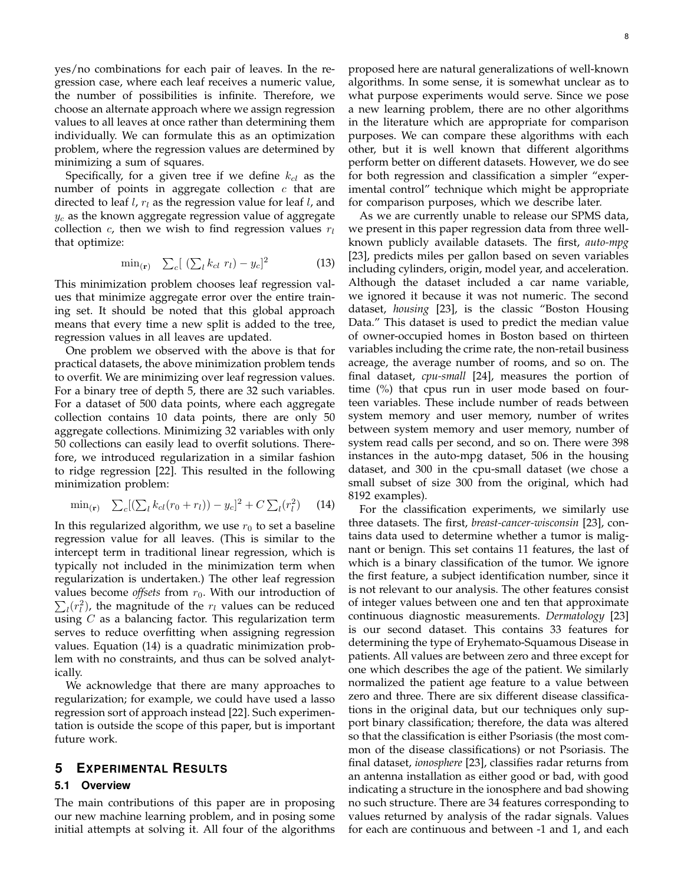yes/no combinations for each pair of leaves. In the regression case, where each leaf receives a numeric value, the number of possibilities is infinite. Therefore, we choose an alternate approach where we assign regression values to all leaves at once rather than determining them individually. We can formulate this as an optimization problem, where the regression values are determined by minimizing a sum of squares.

Specifically, for a given tree if we define $k_{cl}$ as the number of points in aggregate collection $c$ that are directed to leaf $l$, $r_l$ as the regression value for leaf $l$, and $y_c$ as the known aggregate regression value of aggregate collection $c$, then we wish to find regression values $r_l$ that optimize:

$$\min_{(\mathbf{r})} \quad \sum_c [\ (\sum_l k_{cl}\ r_l) - y_c]^2 \tag{13}$$

This minimization problem chooses leaf regression values that minimize aggregate error over the entire training set. It should be noted that this global approach means that every time a new split is added to the tree, regression values in all leaves are updated.

One problem we observed with the above is that for practical datasets, the above minimization problem tends to overfit. We are minimizing over leaf regression values. For a binary tree of depth 5, there are 32 such variables. For a dataset of 500 data points, where each aggregate collection contains 10 data points, there are only 50 aggregate collections. Minimizing 32 variables with only 50 collections can easily lead to overfit solutions. Therefore, we introduced regularization in a similar fashion to ridge regression [22]. This resulted in the following minimization problem:

$$\min_{(\mathbf{r})} \quad \sum_c [(\sum_l k_{cl}(r_0 + r_l)) - y_c]^2 + C \sum_l (r_l^2) \tag{14}$$

In this regularized algorithm, we use $r_0$ to set a baseline regression value for all leaves. (This is similar to the intercept term in traditional linear regression, which is typically not included in the minimization term when regularization is undertaken.) The other leaf regression values become *offsets* from $r_0$. With our introduction of $\sum_l (r_l^2)$, the magnitude of the $r_l$ values can be reduced using $C$ as a balancing factor. This regularization term serves to reduce overfitting when assigning regression values. Equation (14) is a quadratic minimization problem with no constraints, and thus can be solved analytically.

We acknowledge that there are many approaches to regularization; for example, we could have used a lasso regression sort of approach instead [22]. Such experimentation is outside the scope of this paper, but is important future work.

## 5 Experimental Results

### 5.1 Overview

The main contributions of this paper are in proposing our new machine learning problem, and in posing some initial attempts at solving it. All four of the algorithms proposed here are natural generalizations of well-known algorithms. In some sense, it is somewhat unclear as to what purpose experiments would serve. Since we pose a new learning problem, there are no other algorithms in the literature which are appropriate for comparison purposes. We can compare these algorithms with each other, but it is well known that different algorithms perform better on different datasets. However, we do see for both regression and classification a simpler "experimental control" technique which might be appropriate for comparison purposes, which we describe later.

As we are currently unable to release our SPMS data, we present in this paper regression data from three well-known publicly available datasets. The first, *auto-mpg* [23], predicts miles per gallon based on seven variables including cylinders, origin, model year, and acceleration. Although the dataset included a car name variable, we ignored it because it was not numeric. The second dataset, *housing* [23], is the classic "Boston Housing Data." This dataset is used to predict the median value of owner-occupied homes in Boston based on thirteen variables including the crime rate, the non-retail business acreage, the average number of rooms, and so on. The final dataset, *cpu-small* [24], measures the portion of time (%) that cpus run in user mode based on fourteen variables. These include number of reads between system memory and user memory, number of writes between system memory and user memory, number of system read calls per second, and so on. There were 398 instances in the auto-mpg dataset, 506 in the housing dataset, and 300 in the cpu-small dataset (we chose a small subset of size 300 from the original, which had 8192 examples).

For the classification experiments, we similarly use three datasets. The first, *breast-cancer-wisconsin* [23], contains data used to determine whether a tumor is malignant or benign. This set contains 11 features, the last of which is a binary classification of the tumor. We ignore the first feature, a subject identification number, since it is not relevant to our analysis. The other features consist of integer values between one and ten that approximate continuous diagnostic measurements. *Dermatology* [23] is our second dataset. This contains 33 features for determining the type of Eryhemato-Squamous Disease in patients. All values are between zero and three except for one which describes the age of the patient. We similarly normalized the patient age feature to a value between zero and three. There are six different disease classifications in the original data, but our techniques only support binary classification; therefore, the data was altered so that the classification is either Psoriasis (the most common of the disease classifications) or not Psoriasis. The final dataset, *ionosphere* [23], classifies radar returns from an antenna installation as either good or bad, with good indicating a structure in the ionosphere and bad showing no such structure. There are 34 features corresponding to values returned by analysis of the radar signals. Values for each are continuous and between -1 and 1, and each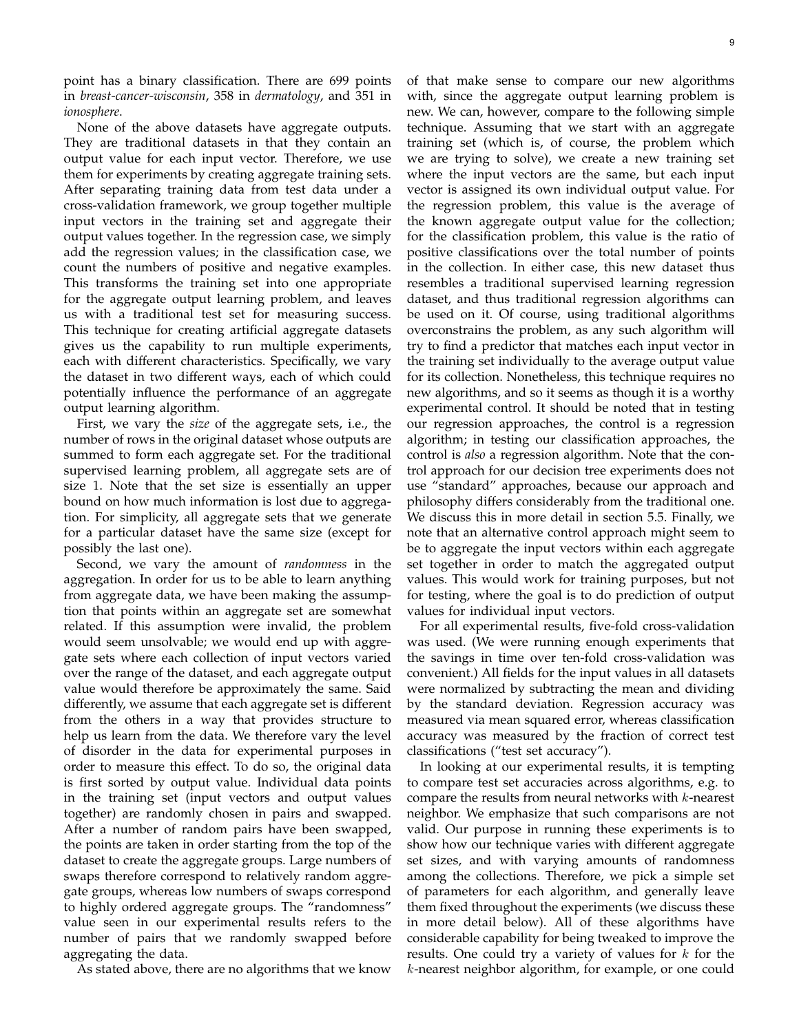point has a binary classification. There are 699 points in *breast-cancer-wisconsin*, 358 in *dermatology*, and 351 in *ionosphere*.

None of the above datasets have aggregate outputs. They are traditional datasets in that they contain an output value for each input vector. Therefore, we use them for experiments by creating aggregate training sets. After separating training data from test data under a cross-validation framework, we group together multiple input vectors in the training set and aggregate their output values together. In the regression case, we simply add the regression values; in the classification case, we count the numbers of positive and negative examples. This transforms the training set into one appropriate for the aggregate output learning problem, and leaves us with a traditional test set for measuring success. This technique for creating artificial aggregate datasets gives us the capability to run multiple experiments, each with different characteristics. Specifically, we vary the dataset in two different ways, each of which could potentially influence the performance of an aggregate output learning algorithm.

First, we vary the *size* of the aggregate sets, i.e., the number of rows in the original dataset whose outputs are summed to form each aggregate set. For the traditional supervised learning problem, all aggregate sets are of size 1. Note that the set size is essentially an upper bound on how much information is lost due to aggregation. For simplicity, all aggregate sets that we generate for a particular dataset have the same size (except for possibly the last one).

Second, we vary the amount of *randomness* in the aggregation. In order for us to be able to learn anything from aggregate data, we have been making the assumption that points within an aggregate set are somewhat related. If this assumption were invalid, the problem would seem unsolvable; we would end up with aggregate sets where each collection of input vectors varied over the range of the dataset, and each aggregate output value would therefore be approximately the same. Said differently, we assume that each aggregate set is different from the others in a way that provides structure to help us learn from the data. We therefore vary the level of disorder in the data for experimental purposes in order to measure this effect. To do so, the original data is first sorted by output value. Individual data points in the training set (input vectors and output values together) are randomly chosen in pairs and swapped. After a number of random pairs have been swapped, the points are taken in order starting from the top of the dataset to create the aggregate groups. Large numbers of swaps therefore correspond to relatively random aggregate groups, whereas low numbers of swaps correspond to highly ordered aggregate groups. The "randomness" value seen in our experimental results refers to the number of pairs that we randomly swapped before aggregating the data.

As stated above, there are no algorithms that we know of that make sense to compare our new algorithms with, since the aggregate output learning problem is new. We can, however, compare to the following simple technique. Assuming that we start with an aggregate training set (which is, of course, the problem which we are trying to solve), we create a new training set where the input vectors are the same, but each input vector is assigned its own individual output value. For the regression problem, this value is the average of the known aggregate output value for the collection; for the classification problem, this value is the ratio of positive classifications over the total number of points in the collection. In either case, this new dataset thus resembles a traditional supervised learning regression dataset, and thus traditional regression algorithms can be used on it. Of course, using traditional algorithms overconstrains the problem, as any such algorithm will try to find a predictor that matches each input vector in the training set individually to the average output value for its collection. Nonetheless, this technique requires no new algorithms, and so it seems as though it is a worthy experimental control. It should be noted that in testing our regression approaches, the control is a regression algorithm; in testing our classification approaches, the control is *also* a regression algorithm. Note that the control approach for our decision tree experiments does not use "standard" approaches, because our approach and philosophy differs considerably from the traditional one. We discuss this in more detail in section 5.5. Finally, we note that an alternative control approach might seem to be to aggregate the input vectors within each aggregate set together in order to match the aggregated output values. This would work for training purposes, but not for testing, where the goal is to do prediction of output values for individual input vectors.

For all experimental results, five-fold cross-validation was used. (We were running enough experiments that the savings in time over ten-fold cross-validation was convenient.) All fields for the input values in all datasets were normalized by subtracting the mean and dividing by the standard deviation. Regression accuracy was measured via mean squared error, whereas classification accuracy was measured by the fraction of correct test classifications ("test set accuracy").

In looking at our experimental results, it is tempting to compare test set accuracies across algorithms, e.g. to compare the results from neural networks with $k$-nearest neighbor. We emphasize that such comparisons are not valid. Our purpose in running these experiments is to show how our technique varies with different aggregate set sizes, and with varying amounts of randomness among the collections. Therefore, we pick a simple set of parameters for each algorithm, and generally leave them fixed throughout the experiments (we discuss these in more detail below). All of these algorithms have considerable capability for being tweaked to improve the results. One could try a variety of values for $k$ for the $k$-nearest neighbor algorithm, for example, or one could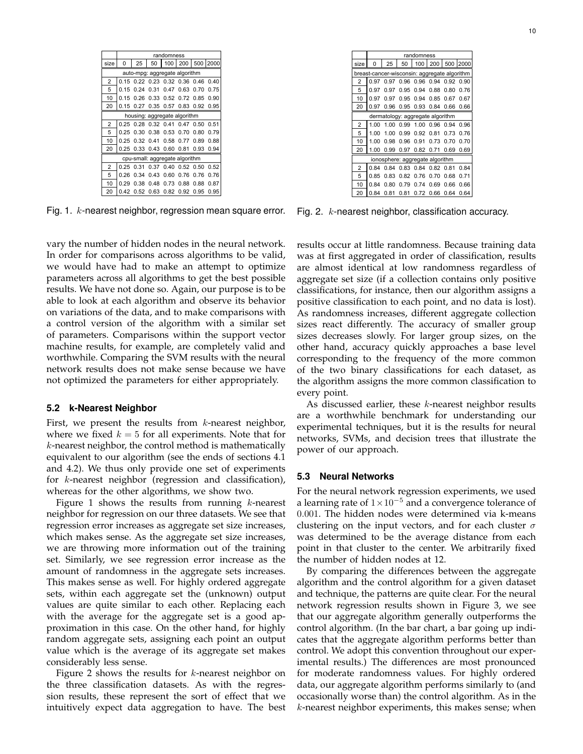| | randomness | | | | | | |
|---|---|---|---|---|---|---|---|
| size | 0 | 25 | 50 | 100 | 200 | 500 | 2000 |
| auto-mpg: aggregate algorithm | | | | | | | |
| 2 | 0.15 | 0.22 | 0.23 | 0.32 | 0.36 | 0.46 | 0.40 |
| 5 | 0.15 | 0.24 | 0.31 | 0.47 | 0.63 | 0.70 | 0.75 |
| 10 | 0.15 | 0.26 | 0.33 | 0.52 | 0.72 | 0.85 | 0.90 |
| 20 | 0.15 | 0.27 | 0.35 | 0.57 | 0.83 | 0.92 | 0.95 |
| housing: aggregate algorithm | | | | | | | |
| 2 | 0.25 | 0.28 | 0.32 | 0.41 | 0.47 | 0.50 | 0.51 |
| 5 | 0.25 | 0.30 | 0.38 | 0.53 | 0.70 | 0.80 | 0.79 |
| 10 | 0.25 | 0.32 | 0.41 | 0.58 | 0.77 | 0.89 | 0.88 |
| 20 | 0.25 | 0.33 | 0.43 | 0.60 | 0.81 | 0.93 | 0.94 |
| cpu-small: aggregate algorithm | | | | | | | |
| 2 | 0.25 | 0.31 | 0.37 | 0.40 | 0.52 | 0.50 | 0.52 |
| 5 | 0.26 | 0.34 | 0.43 | 0.60 | 0.76 | 0.76 | 0.76 |
| 10 | 0.29 | 0.38 | 0.48 | 0.73 | 0.88 | 0.88 | 0.87 |
| 20 | 0.42 | 0.52 | 0.63 | 0.82 | 0.92 | 0.95 | 0.95 |

Fig. 1. $k$-nearest neighbor, regression mean square error.

| | randomness | | | | | | |
|---|---|---|---|---|---|---|---|
| size | 0 | 25 | 50 | 100 | 200 | 500 | 2000 |
| breast-cancer-wisconsin: aggregate algorithm | | | | | | | |
| 2 | 0.97 | 0.97 | 0.96 | 0.96 | 0.94 | 0.92 | 0.90 |
| 5 | 0.97 | 0.97 | 0.95 | 0.94 | 0.88 | 0.80 | 0.76 |
| 10 | 0.97 | 0.97 | 0.95 | 0.94 | 0.85 | 0.67 | 0.67 |
| 20 | 0.97 | 0.96 | 0.95 | 0.93 | 0.84 | 0.66 | 0.66 |
| dermatology: aggregate algorithm | | | | | | | |
| 2 | 1.00 | 1.00 | 0.99 | 1.00 | 0.96 | 0.94 | 0.96 |
| 5 | 1.00 | 1.00 | 0.99 | 0.92 | 0.81 | 0.73 | 0.76 |
| 10 | 1.00 | 0.98 | 0.96 | 0.91 | 0.73 | 0.70 | 0.70 |
| 20 | 1.00 | 0.99 | 0.97 | 0.82 | 0.71 | 0.69 | 0.69 |
| ionosphere: aggregate algorithm | | | | | | | |
| 2 | 0.84 | 0.84 | 0.83 | 0.84 | 0.82 | 0.81 | 0.84 |
| 5 | 0.85 | 0.83 | 0.82 | 0.76 | 0.70 | 0.68 | 0.71 |
| 10 | 0.84 | 0.80 | 0.79 | 0.74 | 0.69 | 0.66 | 0.66 |
| 20 | 0.84 | 0.81 | 0.81 | 0.72 | 0.66 | 0.64 | 0.64 |

Fig. 2. $k$-nearest neighbor, classification accuracy.

vary the number of hidden nodes in the neural network. In order for comparisons across algorithms to be valid, we would have had to make an attempt to optimize parameters across all algorithms to get the best possible results. We have not done so. Again, our purpose is to be able to look at each algorithm and observe its behavior on variations of the data, and to make comparisons with a control version of the algorithm with a similar set of parameters. Comparisons within the support vector machine results, for example, are completely valid and worthwhile. Comparing the SVM results with the neural network results does not make sense because we have not optimized the parameters for either appropriately.

### 5.2 k-Nearest Neighbor

First, we present the results from $k$-nearest neighbor, where we fixed $k = 5$ for all experiments. Note that for $k$-nearest neighbor, the control method is mathematically equivalent to our algorithm (see the ends of sections 4.1 and 4.2). We thus only provide one set of experiments for $k$-nearest neighbor (regression and classification), whereas for the other algorithms, we show two.

Figure 1 shows the results from running $k$-nearest neighbor for regression on our three datasets. We see that regression error increases as aggregate set size increases, which makes sense. As the aggregate set size increases, we are throwing more information out of the training set. Similarly, we see regression error increase as the amount of randomness in the aggregate sets increases. This makes sense as well. For highly ordered aggregate sets, within each aggregate set the (unknown) output values are quite similar to each other. Replacing each with the average for the aggregate set is a good approximation in this case. On the other hand, for highly random aggregate sets, assigning each point an output value which is the average of its aggregate set makes considerably less sense.

Figure 2 shows the results for $k$-nearest neighbor on the three classification datasets. As with the regression results, these represent the sort of effect that we intuitively expect data aggregation to have. The best results occur at little randomness. Because training data was at first aggregated in order of classification, results are almost identical at low randomness regardless of aggregate set size (if a collection contains only positive classifications, for instance, then our algorithm assigns a positive classification to each point, and no data is lost). As randomness increases, different aggregate collection sizes react differently. The accuracy of smaller group sizes decreases slowly. For larger group sizes, on the other hand, accuracy quickly approaches a base level corresponding to the frequency of the more common of the two binary classifications for each dataset, as the algorithm assigns the more common classification to every point.

As discussed earlier, these $k$-nearest neighbor results are a worthwhile benchmark for understanding our experimental techniques, but it is the results for neural networks, SVMs, and decision trees that illustrate the power of our approach.

### 5.3 Neural Networks

For the neural network regression experiments, we used a learning rate of $1 \times 10^{-5}$ and a convergence tolerance of $0.001$. The hidden nodes were determined via k-means clustering on the input vectors, and for each cluster $\sigma$ was determined to be the average distance from each point in that cluster to the center. We arbitrarily fixed the number of hidden nodes at 12.

By comparing the differences between the aggregate algorithm and the control algorithm for a given dataset and technique, the patterns are quite clear. For the neural network regression results shown in Figure 3, we see that our aggregate algorithm generally outperforms the control algorithm. (In the bar chart, a bar going up indicates that the aggregate algorithm performs better than control. We adopt this convention throughout our experimental results.) The differences are most pronounced for moderate randomness values. For highly ordered data, our aggregate algorithm performs similarly to (and occasionally worse than) the control algorithm. As in the $k$-nearest neighbor experiments, this makes sense; when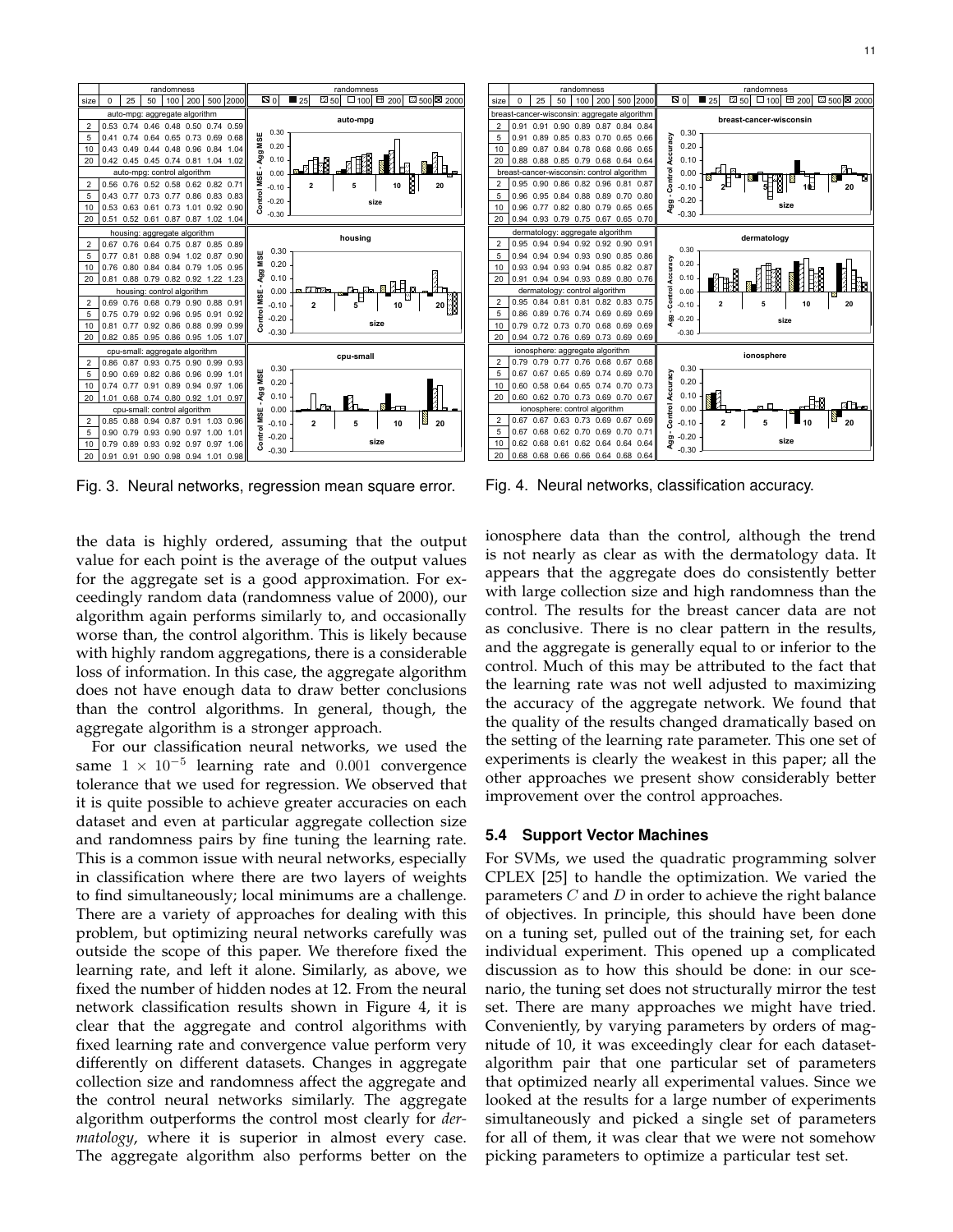| size | randomness 0 | 25 | 50 | 100 | 200 | 500 | 2000 |
|---|---|---|---|---|---|---|---|
| auto-mpg: aggregate algorithm | | | | | | | |
| 2 | 0.53 | 0.74 | 0.46 | 0.48 | 0.50 | 0.74 | 0.59 |
| 5 | 0.41 | 0.74 | 0.64 | 0.65 | 0.73 | 0.69 | 0.68 |
| 10 | 0.43 | 0.49 | 0.44 | 0.48 | 0.96 | 0.84 | 1.04 |
| 20 | 0.42 | 0.45 | 0.45 | 0.74 | 0.81 | 1.04 | 1.02 |
| auto-mpg: control algorithm | | | | | | | |
| 2 | 0.56 | 0.76 | 0.52 | 0.58 | 0.62 | 0.82 | 0.71 |
| 5 | 0.43 | 0.77 | 0.73 | 0.77 | 0.86 | 0.83 | 0.83 |
| 10 | 0.53 | 0.63 | 0.61 | 0.73 | 1.01 | 0.92 | 0.90 |
| 20 | 0.51 | 0.52 | 0.61 | 0.87 | 0.87 | 1.02 | 1.04 |
| housing: aggregate algorithm | | | | | | | |
| 2 | 0.67 | 0.76 | 0.64 | 0.75 | 0.87 | 0.85 | 0.89 |
| 5 | 0.77 | 0.81 | 0.88 | 0.94 | 1.02 | 0.87 | 0.90 |
| 10 | 0.76 | 0.80 | 0.84 | 0.84 | 0.79 | 1.05 | 0.95 |
| 20 | 0.81 | 0.88 | 0.79 | 0.82 | 0.92 | 1.22 | 1.23 |
| housing: control algorithm | | | | | | | |
| 2 | 0.69 | 0.76 | 0.68 | 0.79 | 0.90 | 0.88 | 0.91 |
| 5 | 0.75 | 0.79 | 0.92 | 0.96 | 0.95 | 0.91 | 0.92 |
| 10 | 0.81 | 0.77 | 0.92 | 0.86 | 0.88 | 0.99 | 0.99 |
| 20 | 0.82 | 0.85 | 0.95 | 0.86 | 0.95 | 1.05 | 1.07 |
| cpu-small: aggregate algorithm | | | | | | | |
| 2 | 0.86 | 0.87 | 0.93 | 0.75 | 0.90 | 0.99 | 0.93 |
| 5 | 0.90 | 0.69 | 0.82 | 0.86 | 0.96 | 0.99 | 1.01 |
| 10 | 0.74 | 0.77 | 0.91 | 0.89 | 0.94 | 0.97 | 1.06 |
| 20 | 1.01 | 0.68 | 0.74 | 0.80 | 0.92 | 1.01 | 0.97 |
| cpu-small: control algorithm | | | | | | | |
| 2 | 0.85 | 0.88 | 0.94 | 0.87 | 0.91 | 1.03 | 0.96 |
| 5 | 0.90 | 0.79 | 0.93 | 0.90 | 0.97 | 1.00 | 1.01 |
| 10 | 0.79 | 0.89 | 0.93 | 0.92 | 0.97 | 0.97 | 1.06 |
| 20 | 0.91 | 0.91 | 0.90 | 0.98 | 0.94 | 1.01 | 0.98 |

Fig. 3. Neural networks, regression mean square error.

| size | randomness 0 | 25 | 50 | 100 | 200 | 500 | 2000 |
|---|---|---|---|---|---|---|---|
| breast-cancer-wisconsin: aggregate algorithm | | | | | | | |
| 2 | 0.91 | 0.91 | 0.90 | 0.89 | 0.87 | 0.84 | 0.84 |
| 5 | 0.91 | 0.89 | 0.85 | 0.83 | 0.70 | 0.65 | 0.66 |
| 10 | 0.89 | 0.87 | 0.84 | 0.78 | 0.68 | 0.66 | 0.65 |
| 20 | 0.88 | 0.88 | 0.85 | 0.79 | 0.68 | 0.64 | 0.64 |
| breast-cancer-wisconsin: control algorithm | | | | | | | |
| 2 | 0.95 | 0.90 | 0.86 | 0.82 | 0.96 | 0.81 | 0.87 |
| 5 | 0.96 | 0.95 | 0.84 | 0.88 | 0.89 | 0.70 | 0.80 |
| 10 | 0.96 | 0.77 | 0.82 | 0.80 | 0.79 | 0.65 | 0.65 |
| 20 | 0.94 | 0.93 | 0.79 | 0.75 | 0.67 | 0.65 | 0.70 |
| dermatology: aggregate algorithm | | | | | | | |
| 2 | 0.95 | 0.94 | 0.94 | 0.92 | 0.92 | 0.90 | 0.91 |
| 5 | 0.94 | 0.94 | 0.94 | 0.93 | 0.90 | 0.85 | 0.86 |
| 10 | 0.93 | 0.94 | 0.93 | 0.94 | 0.85 | 0.82 | 0.87 |
| 20 | 0.91 | 0.94 | 0.94 | 0.93 | 0.89 | 0.80 | 0.76 |
| dermatology: control algorithm | | | | | | | |
| 2 | 0.95 | 0.84 | 0.81 | 0.81 | 0.82 | 0.83 | 0.75 |
| 5 | 0.86 | 0.89 | 0.76 | 0.74 | 0.69 | 0.69 | 0.69 |
| 10 | 0.79 | 0.72 | 0.73 | 0.70 | 0.68 | 0.69 | 0.69 |
| 20 | 0.94 | 0.72 | 0.76 | 0.69 | 0.73 | 0.69 | 0.69 |
| ionosphere: aggregate algorithm | | | | | | | |
| 2 | 0.79 | 0.79 | 0.77 | 0.76 | 0.68 | 0.67 | 0.68 |
| 5 | 0.67 | 0.67 | 0.65 | 0.69 | 0.74 | 0.69 | 0.70 |
| 10 | 0.60 | 0.58 | 0.64 | 0.65 | 0.74 | 0.70 | 0.73 |
| 20 | 0.60 | 0.62 | 0.70 | 0.73 | 0.69 | 0.70 | 0.67 |
| ionosphere: control algorithm | | | | | | | |
| 2 | 0.67 | 0.67 | 0.63 | 0.73 | 0.69 | 0.67 | 0.69 |
| 5 | 0.67 | 0.68 | 0.62 | 0.70 | 0.69 | 0.70 | 0.71 |
| 10 | 0.62 | 0.68 | 0.61 | 0.62 | 0.64 | 0.64 | 0.64 |
| 20 | 0.68 | 0.68 | 0.66 | 0.66 | 0.64 | 0.68 | 0.64 |

Fig. 4. Neural networks, classification accuracy.

the data is highly ordered, assuming that the output value for each point is the average of the output values for the aggregate set is a good approximation. For exceedingly random data (randomness value of 2000), our algorithm again performs similarly to, and occasionally worse than, the control algorithm. This is likely because with highly random aggregations, there is a considerable loss of information. In this case, the aggregate algorithm does not have enough data to draw better conclusions than the control algorithms. In general, though, the aggregate algorithm is a stronger approach.

For our classification neural networks, we used the same $1 \times 10^{-5}$ learning rate and $0.001$ convergence tolerance that we used for regression. We observed that it is quite possible to achieve greater accuracies on each dataset and even at particular aggregate collection size and randomness pairs by fine tuning the learning rate. This is a common issue with neural networks, especially in classification where there are two layers of weights to find simultaneously; local minimums are a challenge. There are a variety of approaches for dealing with this problem, but optimizing neural networks carefully was outside the scope of this paper. We therefore fixed the learning rate, and left it alone. Similarly, as above, we fixed the number of hidden nodes at 12. From the neural network classification results shown in Figure 4, it is clear that the aggregate and control algorithms with fixed learning rate and convergence value perform very differently on different datasets. Changes in aggregate collection size and randomness affect the aggregate and the control neural networks similarly. The aggregate algorithm outperforms the control most clearly for *dermatology*, where it is superior in almost every case. The aggregate algorithm also performs better on the ionosphere data than the control, although the trend is not nearly as clear as with the dermatology data. It appears that the aggregate does do consistently better with large collection size and high randomness than the control. The results for the breast cancer data are not as conclusive. There is no clear pattern in the results, and the aggregate is generally equal to or inferior to the control. Much of this may be attributed to the fact that the learning rate was not well adjusted to maximizing the accuracy of the aggregate network. We found that the quality of the results changed dramatically based on the setting of the learning rate parameter. This one set of experiments is clearly the weakest in this paper; all the other approaches we present show considerably better improvement over the control approaches.

### 5.4 Support Vector Machines

For SVMs, we used the quadratic programming solver CPLEX [25] to handle the optimization. We varied the parameters $C$ and $D$ in order to achieve the right balance of objectives. In principle, this should have been done on a tuning set, pulled out of the training set, for each individual experiment. This opened up a complicated discussion as to how this should be done: in our scenario, the tuning set does not structurally mirror the test set. There are many approaches we might have tried. Conveniently, by varying parameters by orders of magnitude of 10, it was exceedingly clear for each dataset-algorithm pair that one particular set of parameters that optimized nearly all experimental values. Since we looked at the results for a large number of experiments simultaneously and picked a single set of parameters for all of them, it was clear that we were not somehow picking parameters to optimize a particular test set.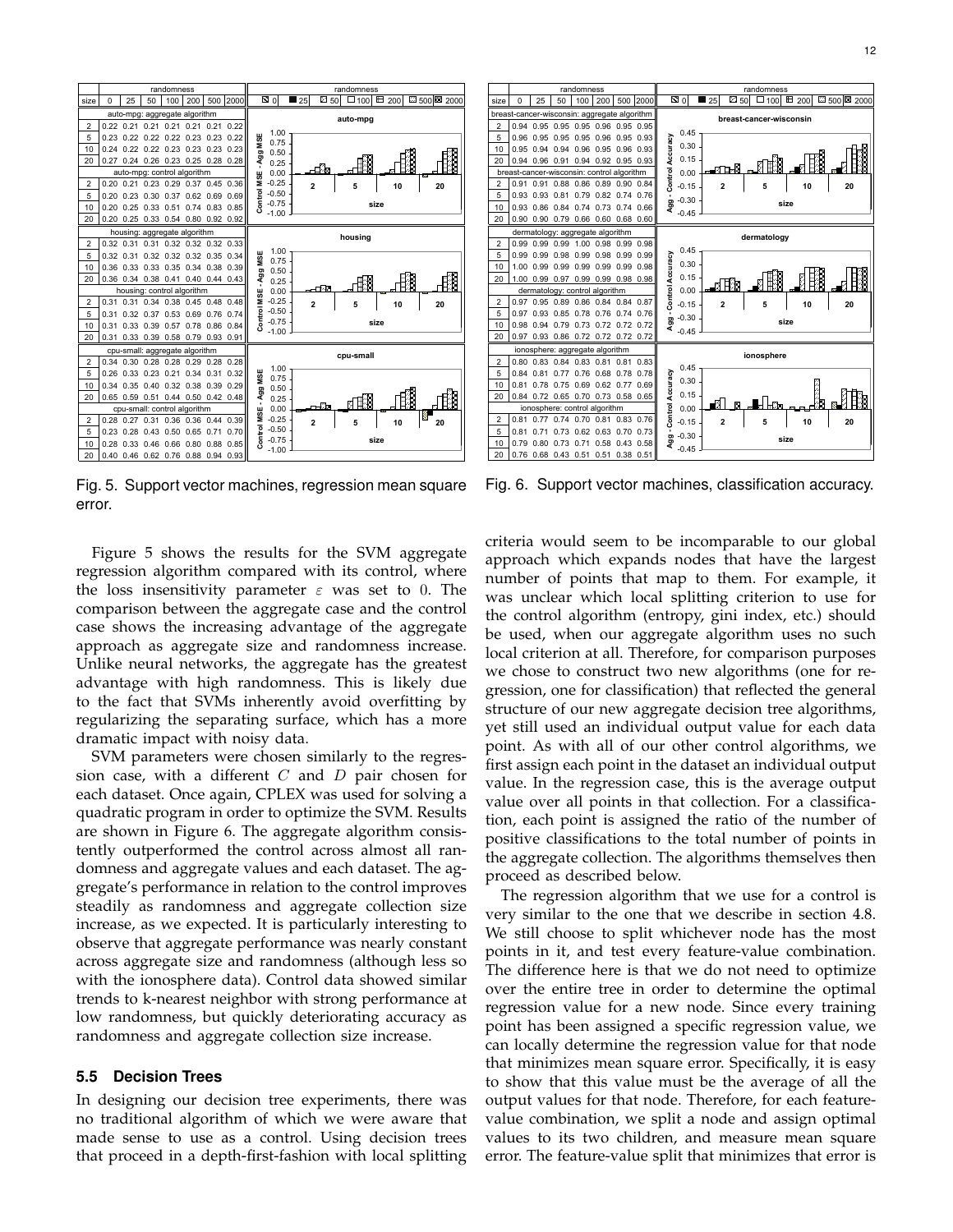| size | 0 | 25 | 50 | 100 | 200 | 500 | 2000 |
|---|---|---|---|---|---|---|---|
| **auto-mpg: aggregate algorithm** | | | | | | | |
| 2 | 0.22 | 0.21 | 0.21 | 0.21 | 0.21 | 0.21 | 0.22 |
| 5 | 0.23 | 0.22 | 0.22 | 0.22 | 0.23 | 0.23 | 0.22 |
| 10 | 0.24 | 0.22 | 0.22 | 0.23 | 0.23 | 0.23 | 0.23 |
| 20 | 0.27 | 0.24 | 0.26 | 0.23 | 0.25 | 0.28 | 0.28 |
| **auto-mpg: control algorithm** | | | | | | | |
| 2 | 0.20 | 0.21 | 0.23 | 0.29 | 0.37 | 0.45 | 0.36 |
| 5 | 0.20 | 0.23 | 0.30 | 0.37 | 0.62 | 0.69 | 0.69 |
| 10 | 0.20 | 0.25 | 0.33 | 0.51 | 0.74 | 0.83 | 0.85 |
| 20 | 0.20 | 0.25 | 0.33 | 0.54 | 0.80 | 0.92 | 0.92 |
| **housing: aggregate algorithm** | | | | | | | |
| 2 | 0.32 | 0.31 | 0.31 | 0.32 | 0.32 | 0.32 | 0.33 |
| 5 | 0.32 | 0.31 | 0.32 | 0.32 | 0.32 | 0.35 | 0.34 |
| 10 | 0.36 | 0.33 | 0.33 | 0.35 | 0.34 | 0.38 | 0.39 |
| 20 | 0.36 | 0.34 | 0.38 | 0.41 | 0.40 | 0.44 | 0.43 |
| **housing: control algorithm** | | | | | | | |
| 2 | 0.31 | 0.31 | 0.34 | 0.38 | 0.45 | 0.48 | 0.48 |
| 5 | 0.31 | 0.32 | 0.37 | 0.53 | 0.69 | 0.76 | 0.74 |
| 10 | 0.31 | 0.33 | 0.39 | 0.57 | 0.78 | 0.86 | 0.84 |
| 20 | 0.31 | 0.33 | 0.39 | 0.58 | 0.79 | 0.93 | 0.91 |
| **cpu-small: aggregate algorithm** | | | | | | | |
| 2 | 0.34 | 0.30 | 0.28 | 0.28 | 0.29 | 0.28 | 0.28 |
| 5 | 0.26 | 0.33 | 0.23 | 0.21 | 0.34 | 0.31 | 0.32 |
| 10 | 0.34 | 0.35 | 0.40 | 0.32 | 0.38 | 0.39 | 0.29 |
| 20 | 0.65 | 0.59 | 0.51 | 0.44 | 0.50 | 0.42 | 0.48 |
| **cpu-small: control algorithm** | | | | | | | |
| 2 | 0.28 | 0.27 | 0.31 | 0.36 | 0.36 | 0.44 | 0.39 |
| 5 | 0.23 | 0.28 | 0.43 | 0.50 | 0.65 | 0.71 | 0.70 |
| 10 | 0.28 | 0.33 | 0.46 | 0.66 | 0.80 | 0.88 | 0.85 |
| 20 | 0.40 | 0.46 | 0.62 | 0.76 | 0.88 | 0.94 | 0.93 |

Fig. 5. Support vector machines, regression mean square error.

| size | 0 | 25 | 50 | 100 | 200 | 500 | 2000 |
|---|---|---|---|---|---|---|---|
| **breast-cancer-wisconsin: aggregate algorithm** | | | | | | | |
| 2 | 0.94 | 0.95 | 0.95 | 0.95 | 0.96 | 0.95 | 0.95 |
| 5 | 0.96 | 0.95 | 0.95 | 0.95 | 0.96 | 0.95 | 0.93 |
| 10 | 0.95 | 0.94 | 0.94 | 0.96 | 0.95 | 0.96 | 0.93 |
| 20 | 0.94 | 0.96 | 0.91 | 0.94 | 0.92 | 0.95 | 0.93 |
| **breast-cancer-wisconsin: control algorithm** | | | | | | | |
| 2 | 0.91 | 0.91 | 0.88 | 0.86 | 0.89 | 0.90 | 0.84 |
| 5 | 0.93 | 0.93 | 0.81 | 0.79 | 0.82 | 0.74 | 0.76 |
| 10 | 0.93 | 0.86 | 0.84 | 0.74 | 0.73 | 0.74 | 0.66 |
| 20 | 0.90 | 0.90 | 0.79 | 0.66 | 0.60 | 0.68 | 0.60 |
| **dermatology: aggregate algorithm** | | | | | | | |
| 2 | 0.99 | 0.99 | 0.99 | 1.00 | 0.98 | 0.99 | 0.98 |
| 5 | 0.99 | 0.99 | 0.98 | 0.99 | 0.98 | 0.99 | 0.99 |
| 10 | 1.00 | 0.99 | 0.99 | 0.99 | 0.99 | 0.99 | 0.98 |
| 20 | 1.00 | 0.99 | 0.97 | 0.99 | 0.99 | 0.98 | 0.98 |
| **dermatology: control algorithm** | | | | | | | |
| 2 | 0.97 | 0.95 | 0.89 | 0.86 | 0.84 | 0.84 | 0.87 |
| 5 | 0.97 | 0.93 | 0.85 | 0.78 | 0.76 | 0.74 | 0.76 |
| 10 | 0.98 | 0.94 | 0.79 | 0.73 | 0.72 | 0.72 | 0.72 |
| 20 | 0.97 | 0.93 | 0.86 | 0.72 | 0.72 | 0.72 | 0.72 |
| **ionosphere: aggregate algorithm** | | | | | | | |
| 2 | 0.80 | 0.83 | 0.84 | 0.83 | 0.81 | 0.81 | 0.83 |
| 5 | 0.84 | 0.81 | 0.77 | 0.76 | 0.68 | 0.78 | 0.78 |
| 10 | 0.81 | 0.78 | 0.75 | 0.69 | 0.62 | 0.77 | 0.69 |
| 20 | 0.84 | 0.72 | 0.65 | 0.70 | 0.73 | 0.58 | 0.65 |
| **ionosphere: control algorithm** | | | | | | | |
| 2 | 0.81 | 0.77 | 0.74 | 0.70 | 0.81 | 0.83 | 0.76 |
| 5 | 0.81 | 0.71 | 0.73 | 0.62 | 0.63 | 0.70 | 0.73 |
| 10 | 0.79 | 0.80 | 0.73 | 0.71 | 0.58 | 0.43 | 0.58 |
| 20 | 0.76 | 0.68 | 0.43 | 0.51 | 0.51 | 0.38 | 0.51 |

Fig. 6. Support vector machines, classification accuracy.

Figure 5 shows the results for the SVM aggregate regression algorithm compared with its control, where the loss insensitivity parameter $\varepsilon$ was set to 0. The comparison between the aggregate case and the control case shows the increasing advantage of the aggregate approach as aggregate size and randomness increase. Unlike neural networks, the aggregate has the greatest advantage with high randomness. This is likely due to the fact that SVMs inherently avoid overfitting by regularizing the separating surface, which has a more dramatic impact with noisy data.

SVM parameters were chosen similarly to the regression case, with a different $C$ and $D$ pair chosen for each dataset. Once again, CPLEX was used for solving a quadratic program in order to optimize the SVM. Results are shown in Figure 6. The aggregate algorithm consistently outperformed the control across almost all randomness and aggregate values and each dataset. The aggregate's performance in relation to the control improves steadily as randomness and aggregate collection size increase, as we expected. It is particularly interesting to observe that aggregate performance was nearly constant across aggregate size and randomness (although less so with the ionosphere data). Control data showed similar trends to k-nearest neighbor with strong performance at low randomness, but quickly deteriorating accuracy as randomness and aggregate collection size increase.

### 5.5 Decision Trees

In designing our decision tree experiments, there was no traditional algorithm of which we were aware that made sense to use as a control. Using decision trees that proceed in a depth-first-fashion with local splitting criteria would seem to be incomparable to our global approach which expands nodes that have the largest number of points that map to them. For example, it was unclear which local splitting criterion to use for the control algorithm (entropy, gini index, etc.) should be used, when our aggregate algorithm uses no such local criterion at all. Therefore, for comparison purposes we chose to construct two new algorithms (one for regression, one for classification) that reflected the general structure of our new aggregate decision tree algorithms, yet still used an individual output value for each data point. As with all of our other control algorithms, we first assign each point in the dataset an individual output value. In the regression case, this is the average output value over all points in that collection. For a classification, each point is assigned the ratio of the number of positive classifications to the total number of points in the aggregate collection. The algorithms themselves then proceed as described below.

The regression algorithm that we use for a control is very similar to the one that we describe in section 4.8. We still choose to split whichever node has the most points in it, and test every feature-value combination. The difference here is that we do not need to optimize over the entire tree in order to determine the optimal regression value for a new node. Since every training point has been assigned a specific regression value, we can locally determine the regression value for that node that minimizes mean square error. Specifically, it is easy to show that this value must be the average of all the output values for that node. Therefore, for each feature-value combination, we split a node and assign optimal values to its two children, and measure mean square error. The feature-value split that minimizes that error is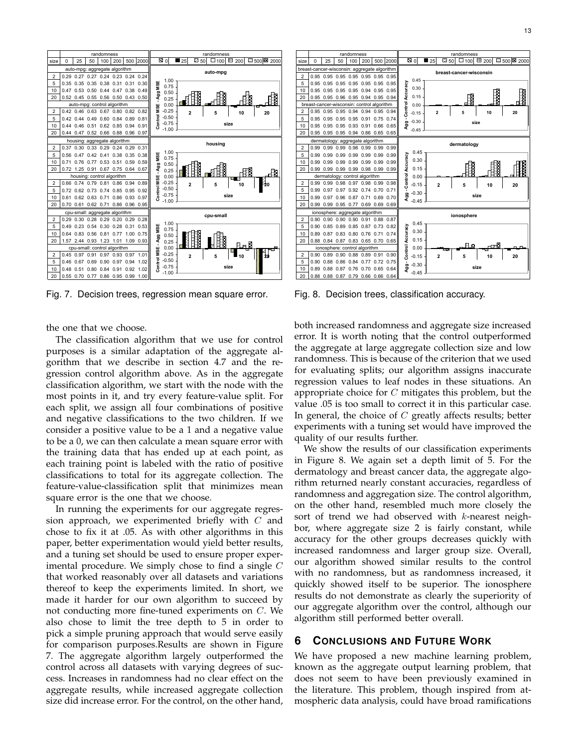| size | randomness 0 | 25 | 50 | 100 | 200 | 500 | 2000 |
|---|---|---|---|---|---|---|---|
| auto-mpg: aggregate algorithm | | | | | | | |
| 2 | 0.29 | 0.27 | 0.27 | 0.24 | 0.23 | 0.24 | 0.24 |
| 5 | 0.35 | 0.35 | 0.35 | 0.38 | 0.31 | 0.31 | 0.30 |
| 10 | 0.47 | 0.53 | 0.50 | 0.44 | 0.47 | 0.38 | 0.49 |
| 20 | 0.52 | 0.45 | 0.55 | 0.56 | 0.50 | 0.43 | 0.50 |
| auto-mpg: control algorithm | | | | | | | |
| 2 | 0.42 | 0.46 | 0.63 | 0.67 | 0.80 | 0.82 | 0.82 |
| 5 | 0.42 | 0.44 | 0.49 | 0.60 | 0.84 | 0.89 | 0.81 |
| 10 | 0.44 | 0.46 | 0.51 | 0.62 | 0.85 | 0.94 | 0.91 |
| 20 | 0.44 | 0.47 | 0.52 | 0.66 | 0.88 | 0.96 | 0.97 |
| housing: aggregate algorithm | | | | | | | |
| 2 | 0.37 | 0.30 | 0.33 | 0.29 | 0.24 | 0.29 | 0.31 |
| 5 | 0.56 | 0.47 | 0.42 | 0.41 | 0.38 | 0.35 | 0.38 |
| 10 | 0.71 | 0.76 | 0.77 | 0.53 | 0.51 | 0.59 | 0.59 |
| 20 | 0.72 | 1.25 | 0.91 | 0.67 | 0.75 | 0.64 | 0.67 |
| housing: control algorithm | | | | | | | |
| 2 | 0.66 | 0.74 | 0.79 | 0.81 | 0.86 | 0.94 | 0.89 |
| 5 | 0.72 | 0.62 | 0.73 | 0.74 | 0.85 | 0.95 | 0.92 |
| 10 | 0.61 | 0.62 | 0.63 | 0.71 | 0.86 | 0.93 | 0.97 |
| 20 | 0.70 | 0.61 | 0.62 | 0.71 | 0.86 | 0.96 | 0.95 |
| cpu-small: aggregate algorithm | | | | | | | |
| 2 | 0.29 | 0.30 | 0.28 | 0.29 | 0.20 | 0.29 | 0.28 |
| 5 | 0.49 | 0.23 | 0.54 | 0.30 | 0.28 | 0.31 | 0.53 |
| 10 | 0.64 | 0.83 | 0.56 | 0.81 | 0.77 | 1.00 | 0.75 |
| 20 | 1.57 | 2.44 | 0.93 | 1.23 | 1.01 | 1.09 | 0.93 |
| cpu-small: control algorithm | | | | | | | |
| 2 | 0.45 | 0.97 | 0.91 | 0.97 | 0.93 | 0.97 | 1.01 |
| 5 | 0.46 | 0.67 | 0.69 | 0.90 | 0.97 | 0.94 | 1.02 |
| 10 | 0.48 | 0.51 | 0.80 | 0.84 | 0.91 | 0.92 | 1.02 |
| 20 | 0.55 | 0.70 | 0.77 | 0.86 | 0.95 | 0.99 | 1.00 |

Fig. 7. Decision trees, regression mean square error.

| size | randomness 0 | 25 | 50 | 100 | 200 | 500 | 2000 |
|---|---|---|---|---|---|---|---|
| breast-cancer-wisconsin: aggregate algorithm | | | | | | | |
| 2 | 0.95 | 0.95 | 0.95 | 0.95 | 0.95 | 0.95 | 0.95 |
| 5 | 0.95 | 0.95 | 0.95 | 0.95 | 0.95 | 0.95 | 0.95 |
| 10 | 0.95 | 0.95 | 0.95 | 0.95 | 0.94 | 0.95 | 0.95 |
| 20 | 0.95 | 0.95 | 0.95 | 0.95 | 0.94 | 0.95 | 0.94 |
| breast-cancer-wisconsin: control algorithm | | | | | | | |
| 2 | 0.95 | 0.95 | 0.95 | 0.94 | 0.94 | 0.95 | 0.94 |
| 5 | 0.95 | 0.95 | 0.95 | 0.95 | 0.91 | 0.75 | 0.74 |
| 10 | 0.95 | 0.95 | 0.95 | 0.93 | 0.91 | 0.66 | 0.65 |
| 20 | 0.95 | 0.95 | 0.95 | 0.94 | 0.86 | 0.65 | 0.65 |
| dermatology: aggregate algorithm | | | | | | | |
| 2 | 0.99 | 0.99 | 0.99 | 0.98 | 0.99 | 0.99 | 0.99 |
| 5 | 0.99 | 0.99 | 0.99 | 0.99 | 0.99 | 0.99 | 0.99 |
| 10 | 0.99 | 0.99 | 0.99 | 0.99 | 0.99 | 0.99 | 0.99 |
| 20 | 0.99 | 0.99 | 0.99 | 0.99 | 0.98 | 0.99 | 0.99 |
| dermatology: control algorithm | | | | | | | |
| 2 | 0.99 | 0.99 | 0.98 | 0.97 | 0.98 | 0.99 | 0.98 |
| 5 | 0.99 | 0.97 | 0.97 | 0.92 | 0.74 | 0.70 | 0.71 |
| 10 | 0.99 | 0.97 | 0.96 | 0.87 | 0.71 | 0.69 | 0.70 |
| 20 | 0.99 | 0.99 | 0.95 | 0.77 | 0.69 | 0.69 | 0.69 |
| ionosphere: aggregate algorithm | | | | | | | |
| 2 | 0.90 | 0.90 | 0.90 | 0.90 | 0.91 | 0.88 | 0.87 |
| 5 | 0.90 | 0.85 | 0.89 | 0.85 | 0.87 | 0.73 | 0.82 |
| 10 | 0.89 | 0.87 | 0.83 | 0.80 | 0.76 | 0.71 | 0.74 |
| 20 | 0.88 | 0.84 | 0.87 | 0.83 | 0.65 | 0.70 | 0.65 |
| ionosphere: control algorithm | | | | | | | |
| 2 | 0.90 | 0.89 | 0.90 | 0.88 | 0.89 | 0.89 | 0.90 |
| 5 | 0.90 | 0.88 | 0.86 | 0.84 | 0.77 | 0.72 | 0.75 |
| 10 | 0.89 | 0.88 | 0.87 | 0.76 | 0.70 | 0.65 | 0.64 |
| 20 | 0.88 | 0.88 | 0.87 | 0.79 | 0.66 | 0.66 | 0.64 |

Fig. 8. Decision trees, classification accuracy.

the one that we choose.

The classification algorithm that we use for control purposes is a similar adaptation of the aggregate algorithm that we describe in section 4.7 and the regression control algorithm above. As in the aggregate classification algorithm, we start with the node with the most points in it, and try every feature-value split. For each split, we assign all four combinations of positive and negative classifications to the two children. If we consider a positive value to be a 1 and a negative value to be a 0, we can then calculate a mean square error with the training data that has ended up at each point, as each training point is labeled with the ratio of positive classifications to total for its aggregate collection. The feature-value-classification split that minimizes mean square error is the one that we choose.

In running the experiments for our aggregate regression approach, we experimented briefly with $C$ and chose to fix it at .05. As with other algorithms in this paper, better experimentation would yield better results, and a tuning set should be used to ensure proper experimental procedure. We simply chose to find a single $C$ that worked reasonably over all datasets and variations thereof to keep the experiments limited. In short, we made it harder for our own algorithm to succeed by not conducting more fine-tuned experiments on $C$. We also chose to limit the tree depth to 5 in order to pick a simple pruning approach that would serve easily for comparison purposes.Results are shown in Figure 7. The aggregate algorithm largely outperformed the control across all datasets with varying degrees of success. Increases in randomness had no clear effect on the aggregate results, while increased aggregate collection size did increase error. For the control, on the other hand, both increased randomness and aggregate size increased error. It is worth noting that the control outperformed the aggregate at large aggregate collection size and low randomness. This is because of the criterion that we used for evaluating splits; our algorithm assigns inaccurate regression values to leaf nodes in these situations. An appropriate choice for $C$ mitigates this problem, but the value .05 is too small to correct it in this particular case. In general, the choice of $C$ greatly affects results; better experiments with a tuning set would have improved the quality of our results further.

We show the results of our classification experiments in Figure 8. We again set a depth limit of 5. For the dermatology and breast cancer data, the aggregate algorithm returned nearly constant accuracies, regardless of randomness and aggregation size. The control algorithm, on the other hand, resembled much more closely the sort of trend we had observed with $k$-nearest neighbor, where aggregate size 2 is fairly constant, while accuracy for the other groups decreases quickly with increased randomness and larger group size. Overall, our algorithm showed similar results to the control with no randomness, but as randomness increased, it quickly showed itself to be superior. The ionosphere results do not demonstrate as clearly the superiority of our aggregate algorithm over the control, although our algorithm still performed better overall.

## 6 Conclusions and Future Work

We have proposed a new machine learning problem, known as the aggregate output learning problem, that does not seem to have been previously examined in the literature. This problem, though inspired from atmospheric data analysis, could have broad ramifications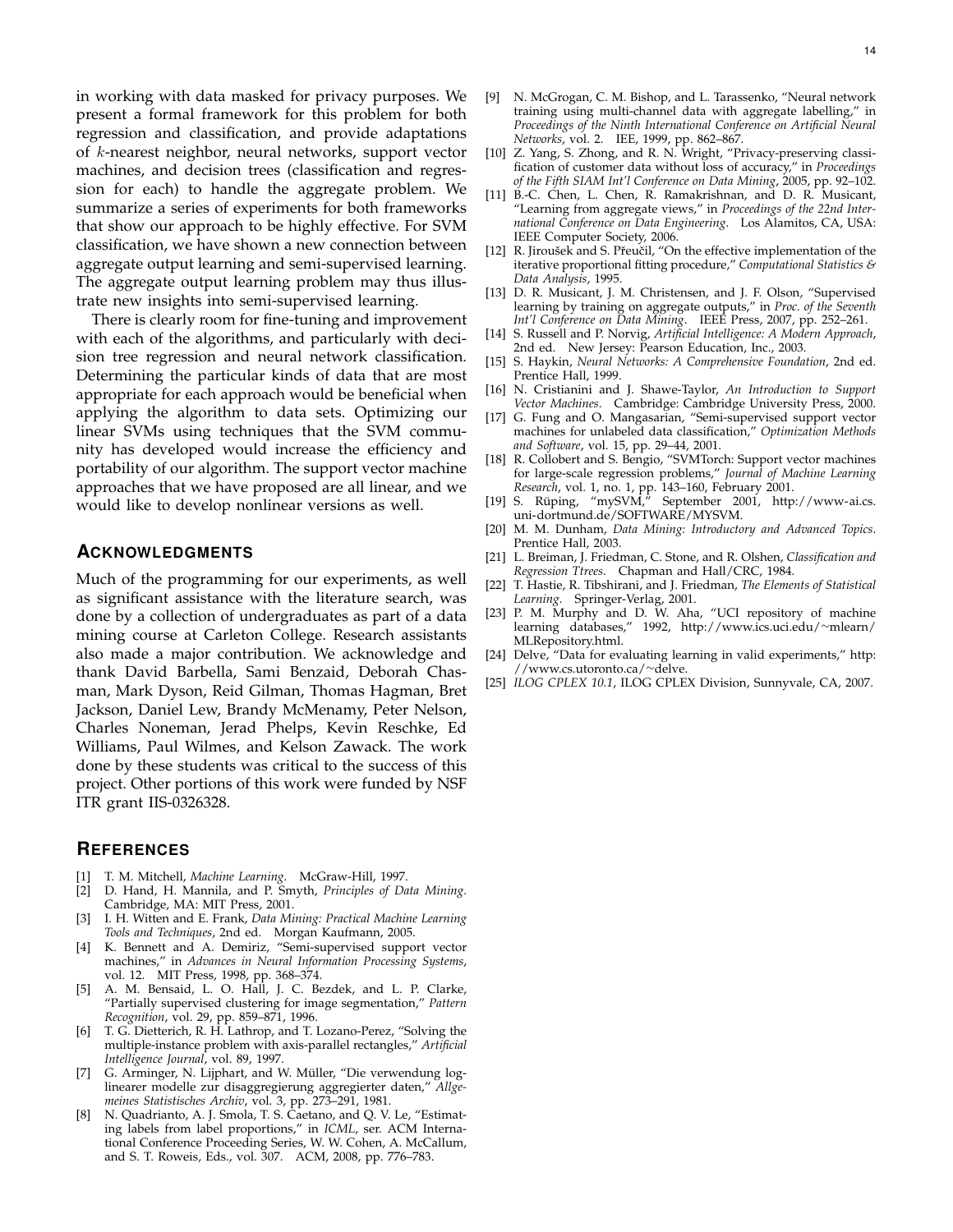in working with data masked for privacy purposes. We present a formal framework for this problem for both regression and classification, and provide adaptations of $k$-nearest neighbor, neural networks, support vector machines, and decision trees (classification and regression for each) to handle the aggregate problem. We summarize a series of experiments for both frameworks that show our approach to be highly effective. For SVM classification, we have shown a new connection between aggregate output learning and semi-supervised learning. The aggregate output learning problem may thus illustrate new insights into semi-supervised learning.

There is clearly room for fine-tuning and improvement with each of the algorithms, and particularly with decision tree regression and neural network classification. Determining the particular kinds of data that are most appropriate for each approach would be beneficial when applying the algorithm to data sets. Optimizing our linear SVMs using techniques that the SVM community has developed would increase the efficiency and portability of our algorithm. The support vector machine approaches that we have proposed are all linear, and we would like to develop nonlinear versions as well.

## Acknowledgments

Much of the programming for our experiments, as well as significant assistance with the literature search, was done by a collection of undergraduates as part of a data mining course at Carleton College. Research assistants also made a major contribution. We acknowledge and thank David Barbella, Sami Benzaid, Deborah Chasman, Mark Dyson, Reid Gilman, Thomas Hagman, Bret Jackson, Daniel Lew, Brandy McMenamy, Peter Nelson, Charles Noneman, Jerad Phelps, Kevin Reschke, Ed Williams, Paul Wilmes, and Kelson Zawack. The work done by these students was critical to the success of this project. Other portions of this work were funded by NSF ITR grant IIS-0326328.

## References

[1] T. M. Mitchell, *Machine Learning*. McGraw-Hill, 1997.

[2] D. Hand, H. Mannila, and P. Smyth, *Principles of Data Mining*. Cambridge, MA: MIT Press, 2001.

[3] I. H. Witten and E. Frank, *Data Mining: Practical Machine Learning Tools and Techniques*, 2nd ed. Morgan Kaufmann, 2005.

[4] K. Bennett and A. Demiriz, "Semi-supervised support vector machines," in *Advances in Neural Information Processing Systems*, vol. 12. MIT Press, 1998, pp. 368–374.

[5] A. M. Bensaid, L. O. Hall, J. C. Bezdek, and L. P. Clarke, "Partially supervised clustering for image segmentation," *Pattern Recognition*, vol. 29, pp. 859–871, 1996.

[6] T. G. Dietterich, R. H. Lathrop, and T. Lozano-Perez, "Solving the multiple-instance problem with axis-parallel rectangles," *Artificial Intelligence Journal*, vol. 89, 1997.

[7] G. Arminger, N. Lijphart, and W. Müller, "Die verwendung loglinearer modelle zur disaggregierung aggregierter daten," *Allgemeines Statistisches Archiv*, vol. 3, pp. 273–291, 1981.

[8] N. Quadrianto, A. J. Smola, T. S. Caetano, and Q. V. Le, "Estimating labels from label proportions," in *ICML*, ser. ACM International Conference Proceeding Series, W. W. Cohen, A. McCallum, and S. T. Roweis, Eds., vol. 307. ACM, 2008, pp. 776–783.

[9] N. McGrogan, C. M. Bishop, and L. Tarassenko, "Neural network training using multi-channel data with aggregate labelling," in *Proceedings of the Ninth International Conference on Artificial Neural Networks*, vol. 2. IEE, 1999, pp. 862–867.

[10] Z. Yang, S. Zhong, and R. N. Wright, "Privacy-preserving classification of customer data without loss of accuracy," in *Proceedings of the Fifth SIAM Int'l Conference on Data Mining*, 2005, pp. 92–102.

[11] B.-C. Chen, L. Chen, R. Ramakrishnan, and D. R. Musicant, "Learning from aggregate views," in *Proceedings of the 22nd International Conference on Data Engineering*. Los Alamitos, CA, USA: IEEE Computer Society, 2006.

[12] R. Jiroušek and S. Přeučil, "On the effective implementation of the iterative proportional fitting procedure," *Computational Statistics & Data Analysis*, 1995.

[13] D. R. Musicant, J. M. Christensen, and J. F. Olson, "Supervised learning by training on aggregate outputs," in *Proc. of the Seventh Int'l Conference on Data Mining*. IEEE Press, 2007, pp. 252–261.

[14] S. Russell and P. Norvig, *Artificial Intelligence: A Modern Approach*, 2nd ed. New Jersey: Pearson Education, Inc., 2003.

[15] S. Haykin, *Neural Networks: A Comprehensive Foundation*, 2nd ed. Prentice Hall, 1999.

[16] N. Cristianini and J. Shawe-Taylor, *An Introduction to Support Vector Machines*. Cambridge: Cambridge University Press, 2000.

[17] G. Fung and O. Mangasarian, "Semi-supervised support vector machines for unlabeled data classification," *Optimization Methods and Software*, vol. 15, pp. 29–44, 2001.

[18] R. Collobert and S. Bengio, "SVMTorch: Support vector machines for large-scale regression problems," *Journal of Machine Learning Research*, vol. 1, no. 1, pp. 143–160, February 2001.

[19] S. Rüping, "mySVM," September 2001, http://www-ai.cs.uni-dortmund.de/SOFTWARE/MYSVM.

[20] M. M. Dunham, *Data Mining: Introductory and Advanced Topics*. Prentice Hall, 2003.

[21] L. Breiman, J. Friedman, C. Stone, and R. Olshen, *Classification and Regression Ttrees*. Chapman and Hall/CRC, 1984.

[22] T. Hastie, R. Tibshirani, and J. Friedman, *The Elements of Statistical Learning*. Springer-Verlag, 2001.

[23] P. M. Murphy and D. W. Aha, "UCI repository of machine learning databases," 1992, http://www.ics.uci.edu/~mlearn/MLRepository.html.

[24] Delve, "Data for evaluating learning in valid experiments," http://www.cs.utoronto.ca/~delve.

[25] *ILOG CPLEX 10.1*, ILOG CPLEX Division, Sunnyvale, CA, 2007.